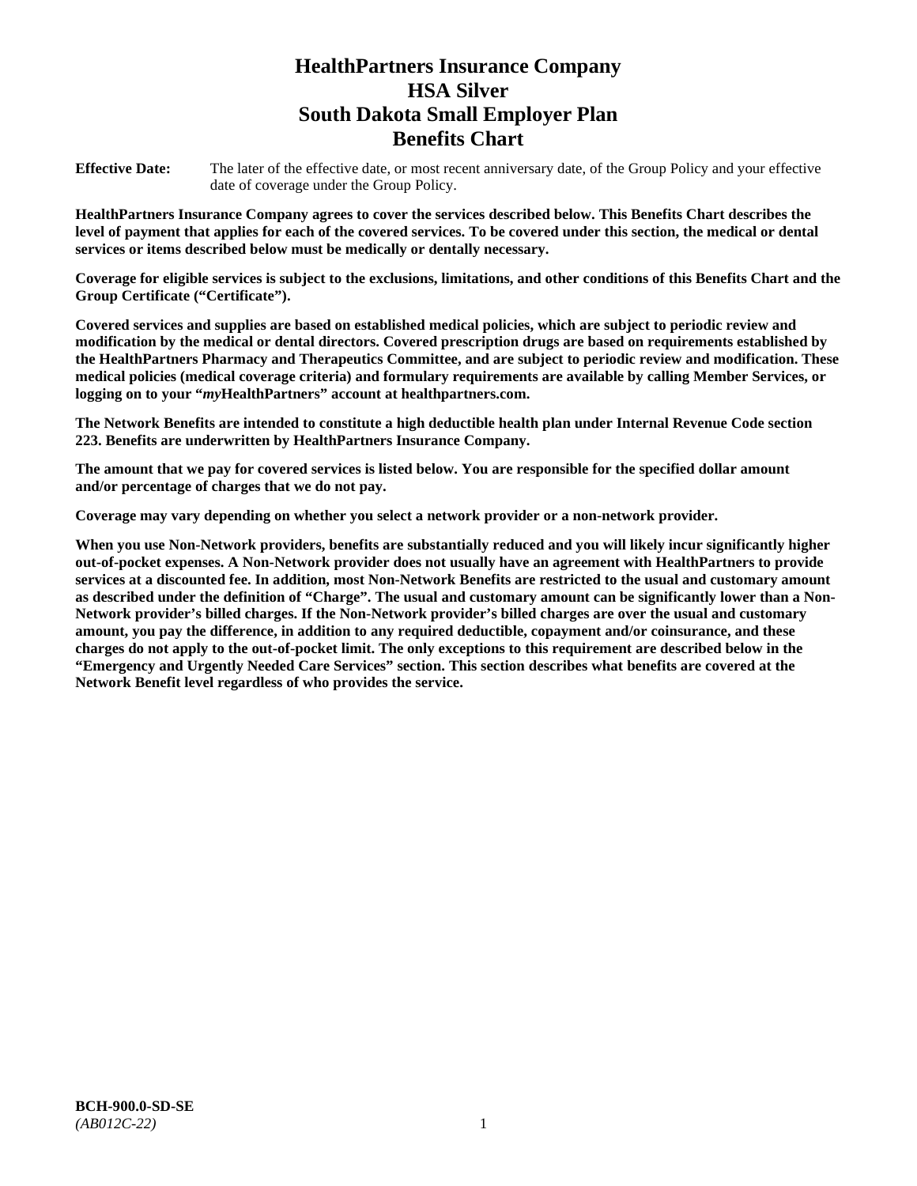# HealthPartners Insurance Company
# HSA Silver
# South Dakota Small Employer Plan
# Benefits Chart

**Effective Date:** The later of the effective date, or most recent anniversary date, of the Group Policy and your effective date of coverage under the Group Policy.

**HealthPartners Insurance Company agrees to cover the services described below. This Benefits Chart describes the level of payment that applies for each of the covered services. To be covered under this section, the medical or dental services or items described below must be medically or dentally necessary.**

**Coverage for eligible services is subject to the exclusions, limitations, and other conditions of this Benefits Chart and the Group Certificate ("Certificate").**

**Covered services and supplies are based on established medical policies, which are subject to periodic review and modification by the medical or dental directors. Covered prescription drugs are based on requirements established by the HealthPartners Pharmacy and Therapeutics Committee, and are subject to periodic review and modification. These medical policies (medical coverage criteria) and formulary requirements are available by calling Member Services, or logging on to your "*my*HealthPartners" account at healthpartners.com.**

**The Network Benefits are intended to constitute a high deductible health plan under Internal Revenue Code section 223. Benefits are underwritten by HealthPartners Insurance Company.**

**The amount that we pay for covered services is listed below. You are responsible for the specified dollar amount and/or percentage of charges that we do not pay.**

**Coverage may vary depending on whether you select a network provider or a non-network provider.**

**When you use Non-Network providers, benefits are substantially reduced and you will likely incur significantly higher out-of-pocket expenses. A Non-Network provider does not usually have an agreement with HealthPartners to provide services at a discounted fee. In addition, most Non-Network Benefits are restricted to the usual and customary amount as described under the definition of "Charge". The usual and customary amount can be significantly lower than a Non-Network provider's billed charges. If the Non-Network provider's billed charges are over the usual and customary amount, you pay the difference, in addition to any required deductible, copayment and/or coinsurance, and these charges do not apply to the out-of-pocket limit. The only exceptions to this requirement are described below in the "Emergency and Urgently Needed Care Services" section. This section describes what benefits are covered at the Network Benefit level regardless of who provides the service.**

**BCH-900.0-SD-SE**
*(AB012C-22)*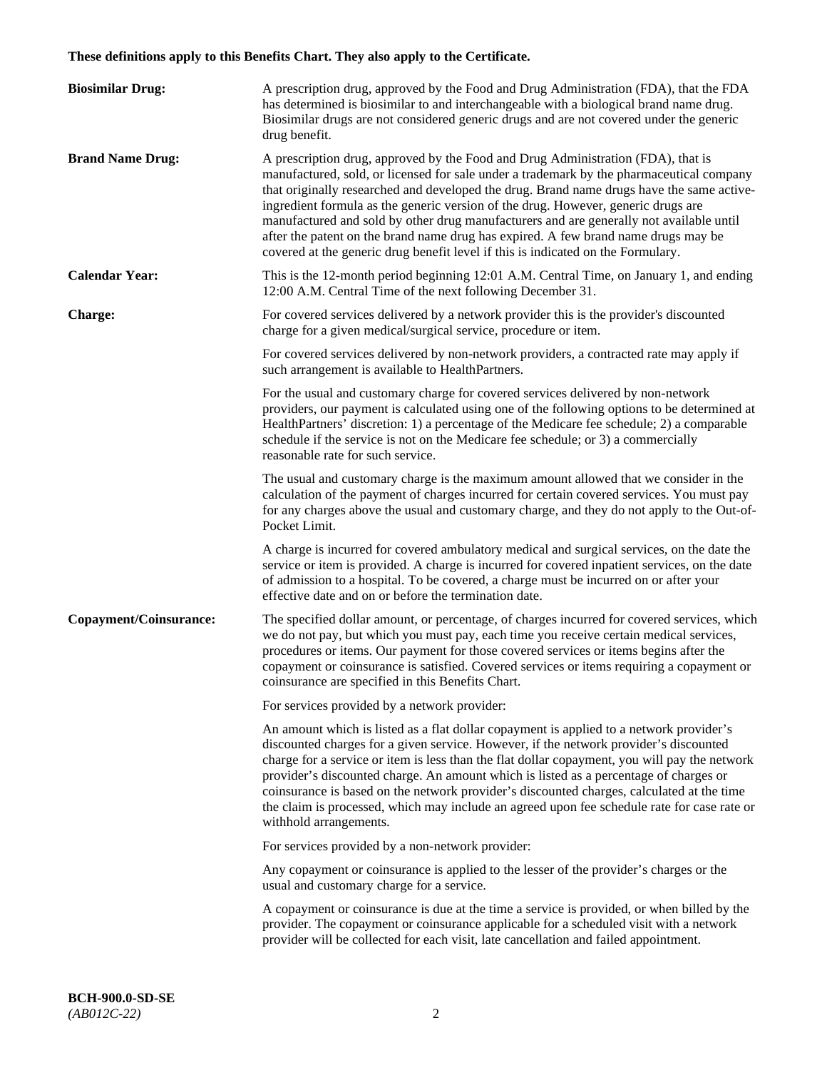**These definitions apply to this Benefits Chart. They also apply to the Certificate.**

**Biosimilar Drug:** A prescription drug, approved by the Food and Drug Administration (FDA), that the FDA has determined is biosimilar to and interchangeable with a biological brand name drug. Biosimilar drugs are not considered generic drugs and are not covered under the generic drug benefit.

**Brand Name Drug:** A prescription drug, approved by the Food and Drug Administration (FDA), that is manufactured, sold, or licensed for sale under a trademark by the pharmaceutical company that originally researched and developed the drug. Brand name drugs have the same active-ingredient formula as the generic version of the drug. However, generic drugs are manufactured and sold by other drug manufacturers and are generally not available until after the patent on the brand name drug has expired. A few brand name drugs may be covered at the generic drug benefit level if this is indicated on the Formulary.

**Calendar Year:** This is the 12-month period beginning 12:01 A.M. Central Time, on January 1, and ending 12:00 A.M. Central Time of the next following December 31.

**Charge:** For covered services delivered by a network provider this is the provider's discounted charge for a given medical/surgical service, procedure or item.

For covered services delivered by non-network providers, a contracted rate may apply if such arrangement is available to HealthPartners.

For the usual and customary charge for covered services delivered by non-network providers, our payment is calculated using one of the following options to be determined at HealthPartners' discretion: 1) a percentage of the Medicare fee schedule; 2) a comparable schedule if the service is not on the Medicare fee schedule; or 3) a commercially reasonable rate for such service.

The usual and customary charge is the maximum amount allowed that we consider in the calculation of the payment of charges incurred for certain covered services. You must pay for any charges above the usual and customary charge, and they do not apply to the Out-of-Pocket Limit.

A charge is incurred for covered ambulatory medical and surgical services, on the date the service or item is provided. A charge is incurred for covered inpatient services, on the date of admission to a hospital. To be covered, a charge must be incurred on or after your effective date and on or before the termination date.

**Copayment/Coinsurance:** The specified dollar amount, or percentage, of charges incurred for covered services, which we do not pay, but which you must pay, each time you receive certain medical services, procedures or items. Our payment for those covered services or items begins after the copayment or coinsurance is satisfied. Covered services or items requiring a copayment or coinsurance are specified in this Benefits Chart.

For services provided by a network provider:

An amount which is listed as a flat dollar copayment is applied to a network provider's discounted charges for a given service. However, if the network provider's discounted charge for a service or item is less than the flat dollar copayment, you will pay the network provider's discounted charge. An amount which is listed as a percentage of charges or coinsurance is based on the network provider's discounted charges, calculated at the time the claim is processed, which may include an agreed upon fee schedule rate for case rate or withhold arrangements.

For services provided by a non-network provider:

Any copayment or coinsurance is applied to the lesser of the provider's charges or the usual and customary charge for a service.

A copayment or coinsurance is due at the time a service is provided, or when billed by the provider. The copayment or coinsurance applicable for a scheduled visit with a network provider will be collected for each visit, late cancellation and failed appointment.

**BCH-900.0-SD-SE**
*(AB012C-22)*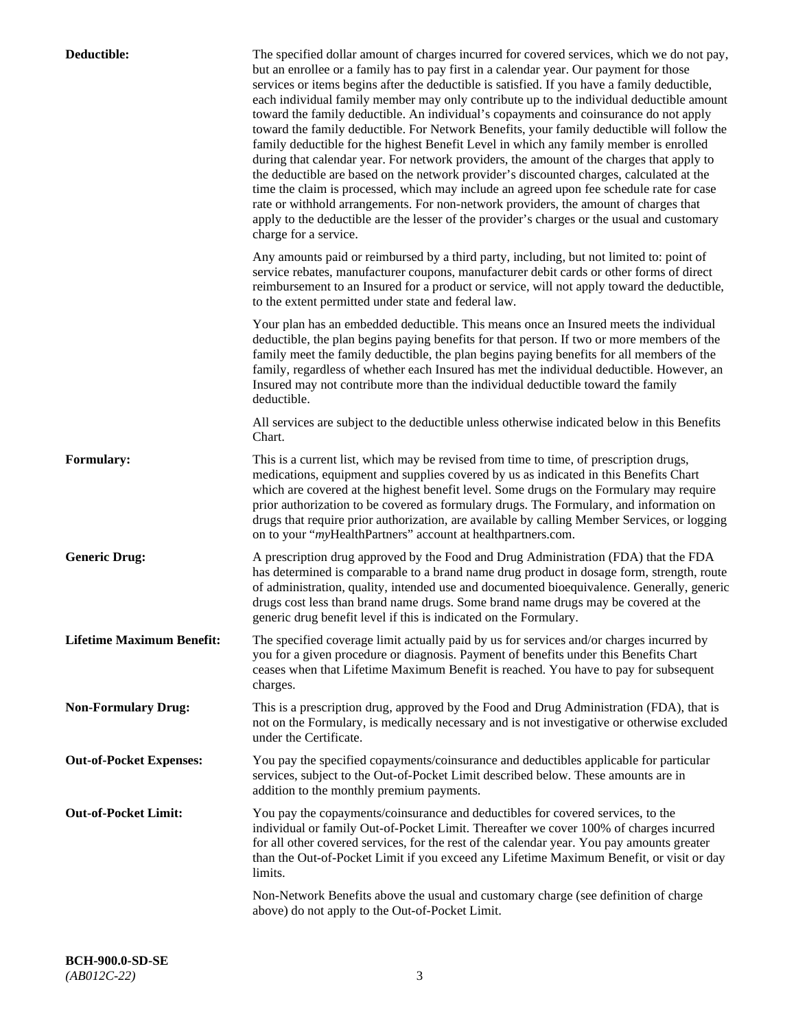**Deductible:** The specified dollar amount of charges incurred for covered services, which we do not pay, but an enrollee or a family has to pay first in a calendar year. Our payment for those services or items begins after the deductible is satisfied. If you have a family deductible, each individual family member may only contribute up to the individual deductible amount toward the family deductible. An individual's copayments and coinsurance do not apply toward the family deductible. For Network Benefits, your family deductible will follow the family deductible for the highest Benefit Level in which any family member is enrolled during that calendar year. For network providers, the amount of the charges that apply to the deductible are based on the network provider's discounted charges, calculated at the time the claim is processed, which may include an agreed upon fee schedule rate for case rate or withhold arrangements. For non-network providers, the amount of charges that apply to the deductible are the lesser of the provider's charges or the usual and customary charge for a service.

Any amounts paid or reimbursed by a third party, including, but not limited to: point of service rebates, manufacturer coupons, manufacturer debit cards or other forms of direct reimbursement to an Insured for a product or service, will not apply toward the deductible, to the extent permitted under state and federal law.

Your plan has an embedded deductible. This means once an Insured meets the individual deductible, the plan begins paying benefits for that person. If two or more members of the family meet the family deductible, the plan begins paying benefits for all members of the family, regardless of whether each Insured has met the individual deductible. However, an Insured may not contribute more than the individual deductible toward the family deductible.

All services are subject to the deductible unless otherwise indicated below in this Benefits Chart.

**Formulary:** This is a current list, which may be revised from time to time, of prescription drugs, medications, equipment and supplies covered by us as indicated in this Benefits Chart which are covered at the highest benefit level. Some drugs on the Formulary may require prior authorization to be covered as formulary drugs. The Formulary, and information on drugs that require prior authorization, are available by calling Member Services, or logging on to your "*my*HealthPartners" account at healthpartners.com.

**Generic Drug:** A prescription drug approved by the Food and Drug Administration (FDA) that the FDA has determined is comparable to a brand name drug product in dosage form, strength, route of administration, quality, intended use and documented bioequivalence. Generally, generic drugs cost less than brand name drugs. Some brand name drugs may be covered at the generic drug benefit level if this is indicated on the Formulary.

**Lifetime Maximum Benefit:** The specified coverage limit actually paid by us for services and/or charges incurred by you for a given procedure or diagnosis. Payment of benefits under this Benefits Chart ceases when that Lifetime Maximum Benefit is reached. You have to pay for subsequent charges.

**Non-Formulary Drug:** This is a prescription drug, approved by the Food and Drug Administration (FDA), that is not on the Formulary, is medically necessary and is not investigative or otherwise excluded under the Certificate.

**Out-of-Pocket Expenses:** You pay the specified copayments/coinsurance and deductibles applicable for particular services, subject to the Out-of-Pocket Limit described below. These amounts are in addition to the monthly premium payments.

**Out-of-Pocket Limit:** You pay the copayments/coinsurance and deductibles for covered services, to the individual or family Out-of-Pocket Limit. Thereafter we cover 100% of charges incurred for all other covered services, for the rest of the calendar year. You pay amounts greater than the Out-of-Pocket Limit if you exceed any Lifetime Maximum Benefit, or visit or day limits.

Non-Network Benefits above the usual and customary charge (see definition of charge above) do not apply to the Out-of-Pocket Limit.

**BCH-900.0-SD-SE**
*(AB012C-22)*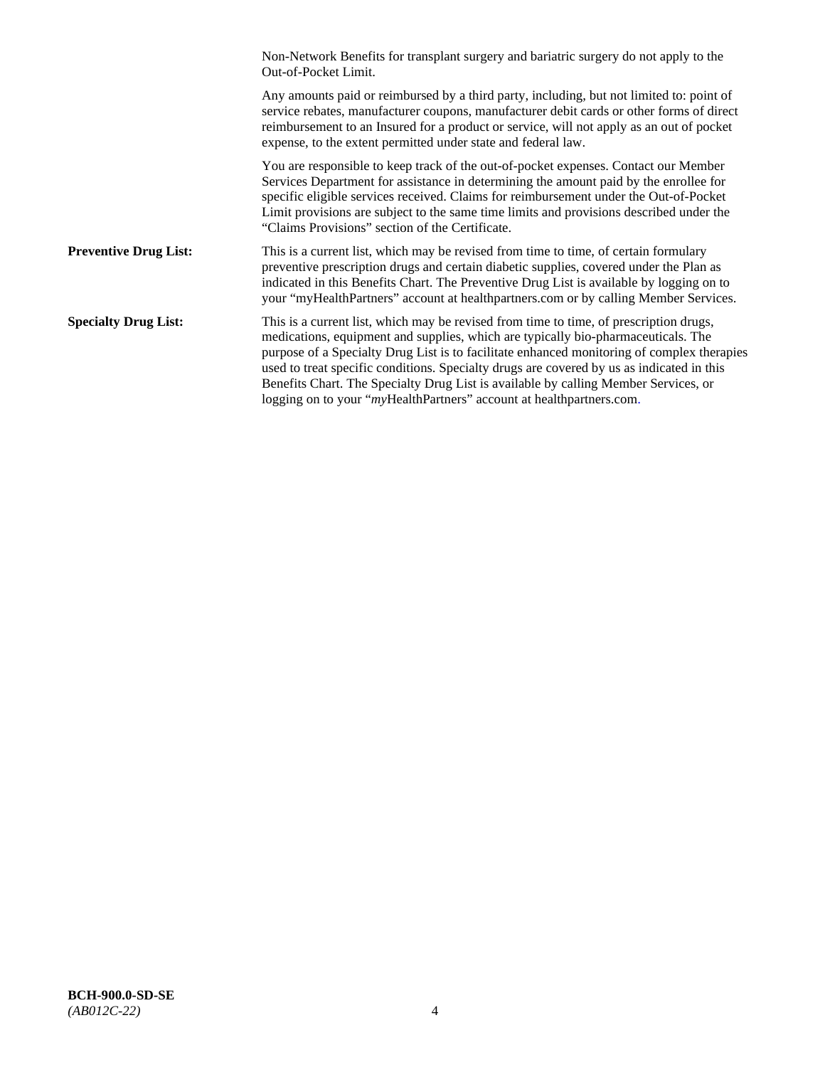Non-Network Benefits for transplant surgery and bariatric surgery do not apply to the Out-of-Pocket Limit.

Any amounts paid or reimbursed by a third party, including, but not limited to: point of service rebates, manufacturer coupons, manufacturer debit cards or other forms of direct reimbursement to an Insured for a product or service, will not apply as an out of pocket expense, to the extent permitted under state and federal law.

You are responsible to keep track of the out-of-pocket expenses. Contact our Member Services Department for assistance in determining the amount paid by the enrollee for specific eligible services received. Claims for reimbursement under the Out-of-Pocket Limit provisions are subject to the same time limits and provisions described under the “Claims Provisions” section of the Certificate.

**Preventive Drug List:** This is a current list, which may be revised from time to time, of certain formulary preventive prescription drugs and certain diabetic supplies, covered under the Plan as indicated in this Benefits Chart. The Preventive Drug List is available by logging on to your “myHealthPartners” account at healthpartners.com or by calling Member Services.

**Specialty Drug List:** This is a current list, which may be revised from time to time, of prescription drugs, medications, equipment and supplies, which are typically bio-pharmaceuticals. The purpose of a Specialty Drug List is to facilitate enhanced monitoring of complex therapies used to treat specific conditions. Specialty drugs are covered by us as indicated in this Benefits Chart. The Specialty Drug List is available by calling Member Services, or logging on to your “*my*HealthPartners” account at healthpartners.com.

**BCH-900.0-SD-SE**
*(AB012C-22)*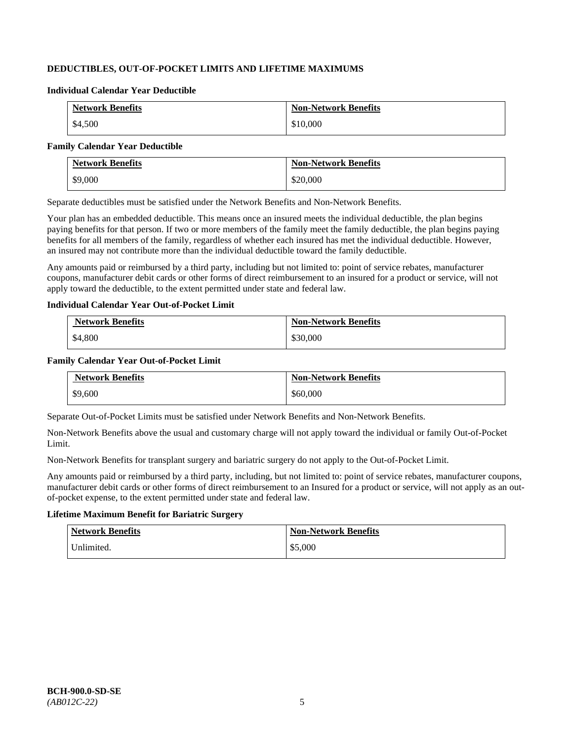## DEDUCTIBLES, OUT-OF-POCKET LIMITS AND LIFETIME MAXIMUMS

### Individual Calendar Year Deductible

| Network Benefits | Non-Network Benefits |
|---|---|
| $4,500 | $10,000 |

### Family Calendar Year Deductible

| Network Benefits | Non-Network Benefits |
|---|---|
| $9,000 | $20,000 |

Separate deductibles must be satisfied under the Network Benefits and Non-Network Benefits.

Your plan has an embedded deductible. This means once an insured meets the individual deductible, the plan begins paying benefits for that person. If two or more members of the family meet the family deductible, the plan begins paying benefits for all members of the family, regardless of whether each insured has met the individual deductible. However, an insured may not contribute more than the individual deductible toward the family deductible.

Any amounts paid or reimbursed by a third party, including but not limited to: point of service rebates, manufacturer coupons, manufacturer debit cards or other forms of direct reimbursement to an insured for a product or service, will not apply toward the deductible, to the extent permitted under state and federal law.

### Individual Calendar Year Out-of-Pocket Limit

| Network Benefits | Non-Network Benefits |
|---|---|
| $4,800 | $30,000 |

### Family Calendar Year Out-of-Pocket Limit

| Network Benefits | Non-Network Benefits |
|---|---|
| $9,600 | $60,000 |

Separate Out-of-Pocket Limits must be satisfied under Network Benefits and Non-Network Benefits.

Non-Network Benefits above the usual and customary charge will not apply toward the individual or family Out-of-Pocket Limit.

Non-Network Benefits for transplant surgery and bariatric surgery do not apply to the Out-of-Pocket Limit.

Any amounts paid or reimbursed by a third party, including, but not limited to: point of service rebates, manufacturer coupons, manufacturer debit cards or other forms of direct reimbursement to an Insured for a product or service, will not apply as an out-of-pocket expense, to the extent permitted under state and federal law.

### Lifetime Maximum Benefit for Bariatric Surgery

| Network Benefits | Non-Network Benefits |
|---|---|
| Unlimited. | $5,000 |

**BCH-900.0-SD-SE**
*(AB012C-22)*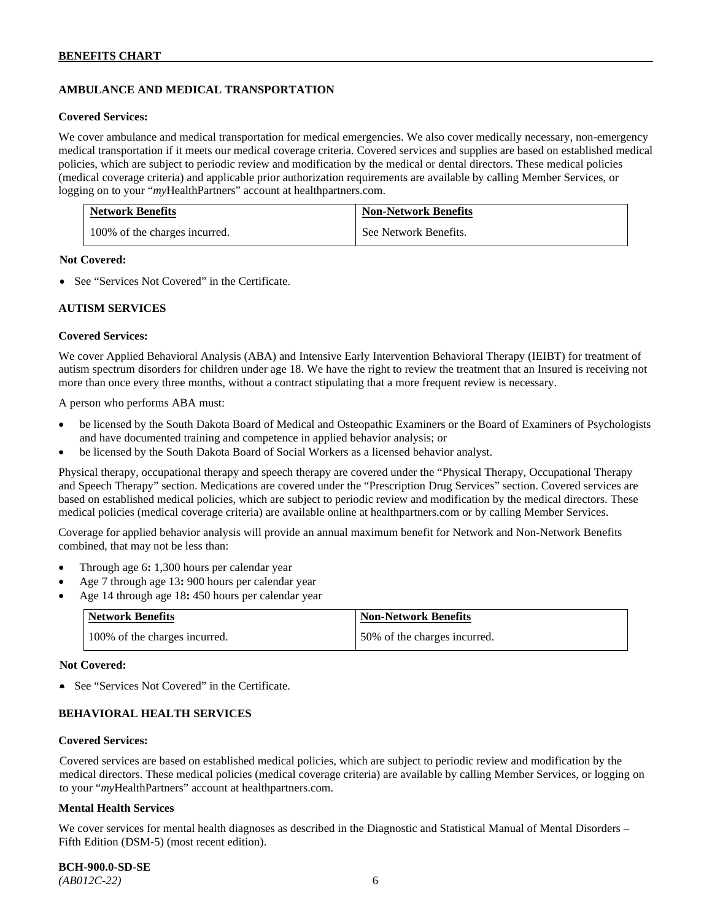## AMBULANCE AND MEDICAL TRANSPORTATION

**Covered Services:**

We cover ambulance and medical transportation for medical emergencies. We also cover medically necessary, non-emergency medical transportation if it meets our medical coverage criteria. Covered services and supplies are based on established medical policies, which are subject to periodic review and modification by the medical or dental directors. These medical policies (medical coverage criteria) and applicable prior authorization requirements are available by calling Member Services, or logging on to your "*my*HealthPartners" account at healthpartners.com.

| Network Benefits | Non-Network Benefits |
|---|---|
| 100% of the charges incurred. | See Network Benefits. |

**Not Covered:**

- See "Services Not Covered" in the Certificate.

## AUTISM SERVICES

**Covered Services:**

We cover Applied Behavioral Analysis (ABA) and Intensive Early Intervention Behavioral Therapy (IEIBT) for treatment of autism spectrum disorders for children under age 18. We have the right to review the treatment that an Insured is receiving not more than once every three months, without a contract stipulating that a more frequent review is necessary.

A person who performs ABA must:

- be licensed by the South Dakota Board of Medical and Osteopathic Examiners or the Board of Examiners of Psychologists and have documented training and competence in applied behavior analysis; or
- be licensed by the South Dakota Board of Social Workers as a licensed behavior analyst.

Physical therapy, occupational therapy and speech therapy are covered under the "Physical Therapy, Occupational Therapy and Speech Therapy" section. Medications are covered under the "Prescription Drug Services" section. Covered services are based on established medical policies, which are subject to periodic review and modification by the medical directors. These medical policies (medical coverage criteria) are available online at healthpartners.com or by calling Member Services.

Coverage for applied behavior analysis will provide an annual maximum benefit for Network and Non-Network Benefits combined, that may not be less than:

- Through age 6**:** 1,300 hours per calendar year
- Age 7 through age 13**:** 900 hours per calendar year
- Age 14 through age 18**:** 450 hours per calendar year

| Network Benefits | Non-Network Benefits |
|---|---|
| 100% of the charges incurred. | 50% of the charges incurred. |

**Not Covered:**

- See "Services Not Covered" in the Certificate.

## BEHAVIORAL HEALTH SERVICES

**Covered Services:**

Covered services are based on established medical policies, which are subject to periodic review and modification by the medical directors. These medical policies (medical coverage criteria) are available by calling Member Services, or logging on to your "*my*HealthPartners" account at healthpartners.com.

**Mental Health Services**

We cover services for mental health diagnoses as described in the Diagnostic and Statistical Manual of Mental Disorders – Fifth Edition (DSM-5) (most recent edition).

**BCH-900.0-SD-SE**
*(AB012C-22)*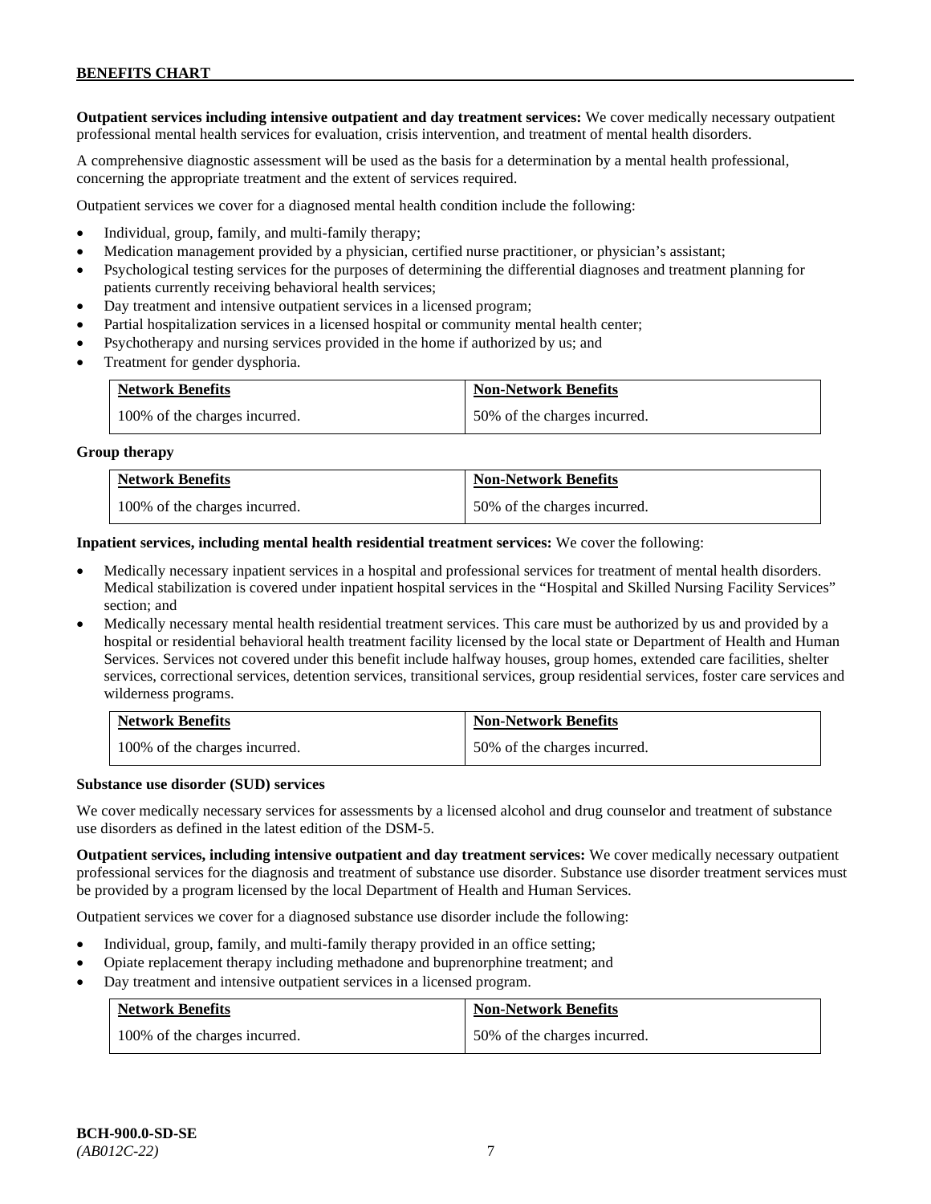**Outpatient services including intensive outpatient and day treatment services:** We cover medically necessary outpatient professional mental health services for evaluation, crisis intervention, and treatment of mental health disorders.

A comprehensive diagnostic assessment will be used as the basis for a determination by a mental health professional, concerning the appropriate treatment and the extent of services required.

Outpatient services we cover for a diagnosed mental health condition include the following:

- Individual, group, family, and multi-family therapy;
- Medication management provided by a physician, certified nurse practitioner, or physician's assistant;
- Psychological testing services for the purposes of determining the differential diagnoses and treatment planning for patients currently receiving behavioral health services;
- Day treatment and intensive outpatient services in a licensed program;
- Partial hospitalization services in a licensed hospital or community mental health center;
- Psychotherapy and nursing services provided in the home if authorized by us; and
- Treatment for gender dysphoria.

| Network Benefits | Non-Network Benefits |
|---|---|
| 100% of the charges incurred. | 50% of the charges incurred. |

**Group therapy**

| Network Benefits | Non-Network Benefits |
|---|---|
| 100% of the charges incurred. | 50% of the charges incurred. |

**Inpatient services, including mental health residential treatment services:** We cover the following:

- Medically necessary inpatient services in a hospital and professional services for treatment of mental health disorders. Medical stabilization is covered under inpatient hospital services in the "Hospital and Skilled Nursing Facility Services" section; and
- Medically necessary mental health residential treatment services. This care must be authorized by us and provided by a hospital or residential behavioral health treatment facility licensed by the local state or Department of Health and Human Services. Services not covered under this benefit include halfway houses, group homes, extended care facilities, shelter services, correctional services, detention services, transitional services, group residential services, foster care services and wilderness programs.

| Network Benefits | Non-Network Benefits |
|---|---|
| 100% of the charges incurred. | 50% of the charges incurred. |

**Substance use disorder (SUD) services**

We cover medically necessary services for assessments by a licensed alcohol and drug counselor and treatment of substance use disorders as defined in the latest edition of the DSM-5.

**Outpatient services, including intensive outpatient and day treatment services:** We cover medically necessary outpatient professional services for the diagnosis and treatment of substance use disorder. Substance use disorder treatment services must be provided by a program licensed by the local Department of Health and Human Services.

Outpatient services we cover for a diagnosed substance use disorder include the following:

- Individual, group, family, and multi-family therapy provided in an office setting;
- Opiate replacement therapy including methadone and buprenorphine treatment; and
- Day treatment and intensive outpatient services in a licensed program.

| Network Benefits | Non-Network Benefits |
|---|---|
| 100% of the charges incurred. | 50% of the charges incurred. |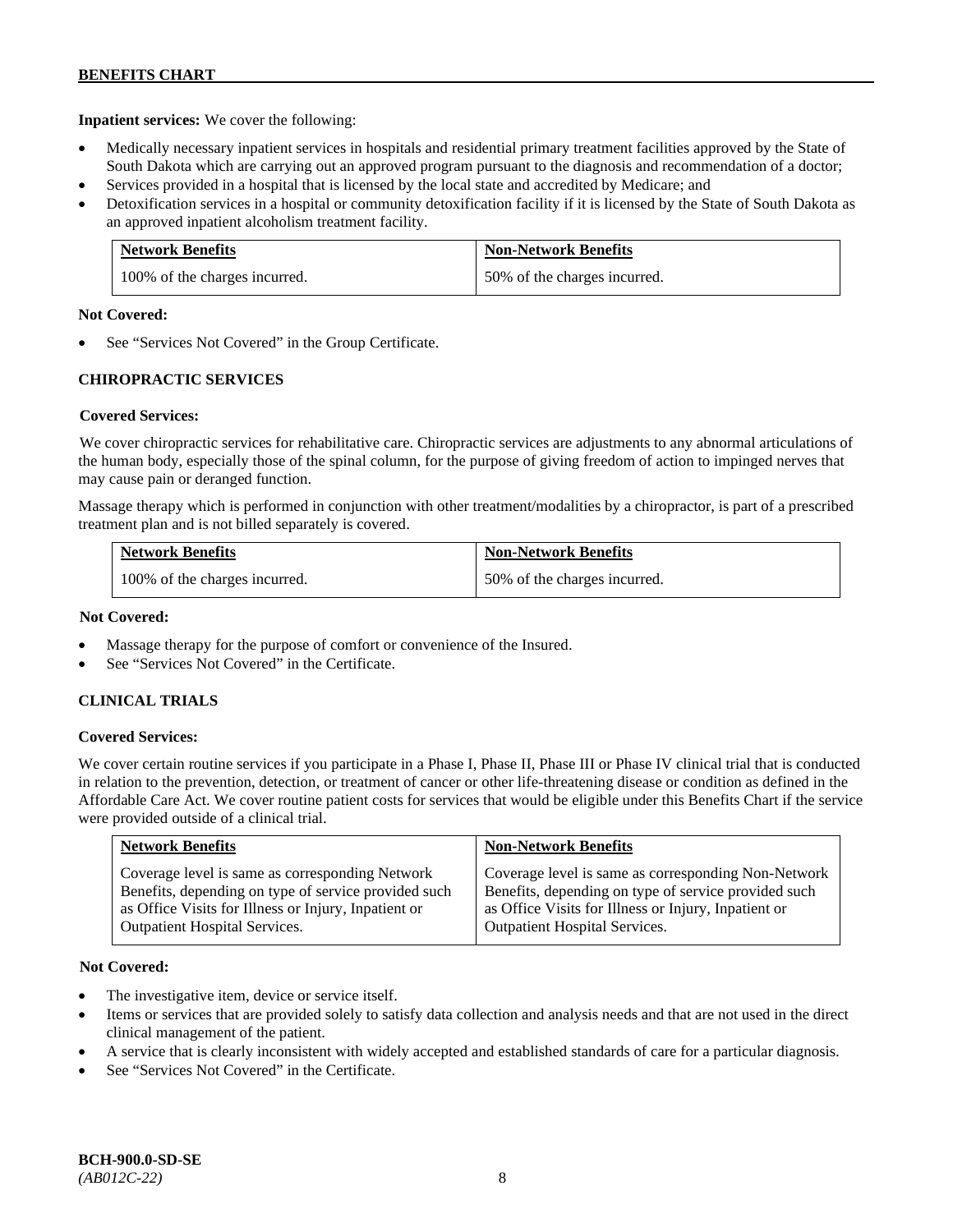**Inpatient services:** We cover the following:

- Medically necessary inpatient services in hospitals and residential primary treatment facilities approved by the State of South Dakota which are carrying out an approved program pursuant to the diagnosis and recommendation of a doctor;
- Services provided in a hospital that is licensed by the local state and accredited by Medicare; and
- Detoxification services in a hospital or community detoxification facility if it is licensed by the State of South Dakota as an approved inpatient alcoholism treatment facility.

| Network Benefits | Non-Network Benefits |
| --- | --- |
| 100% of the charges incurred. | 50% of the charges incurred. |

**Not Covered:**

- See "Services Not Covered" in the Group Certificate.

### CHIROPRACTIC SERVICES

**Covered Services:**

We cover chiropractic services for rehabilitative care. Chiropractic services are adjustments to any abnormal articulations of the human body, especially those of the spinal column, for the purpose of giving freedom of action to impinged nerves that may cause pain or deranged function.

Massage therapy which is performed in conjunction with other treatment/modalities by a chiropractor, is part of a prescribed treatment plan and is not billed separately is covered.

| Network Benefits | Non-Network Benefits |
| --- | --- |
| 100% of the charges incurred. | 50% of the charges incurred. |

**Not Covered:**

- Massage therapy for the purpose of comfort or convenience of the Insured.
- See "Services Not Covered" in the Certificate.

### CLINICAL TRIALS

**Covered Services:**

We cover certain routine services if you participate in a Phase I, Phase II, Phase III or Phase IV clinical trial that is conducted in relation to the prevention, detection, or treatment of cancer or other life-threatening disease or condition as defined in the Affordable Care Act. We cover routine patient costs for services that would be eligible under this Benefits Chart if the service were provided outside of a clinical trial.

| Network Benefits | Non-Network Benefits |
| --- | --- |
| Coverage level is same as corresponding Network Benefits, depending on type of service provided such as Office Visits for Illness or Injury, Inpatient or Outpatient Hospital Services. | Coverage level is same as corresponding Non-Network Benefits, depending on type of service provided such as Office Visits for Illness or Injury, Inpatient or Outpatient Hospital Services. |

**Not Covered:**

- The investigative item, device or service itself.
- Items or services that are provided solely to satisfy data collection and analysis needs and that are not used in the direct clinical management of the patient.
- A service that is clearly inconsistent with widely accepted and established standards of care for a particular diagnosis.
- See "Services Not Covered" in the Certificate.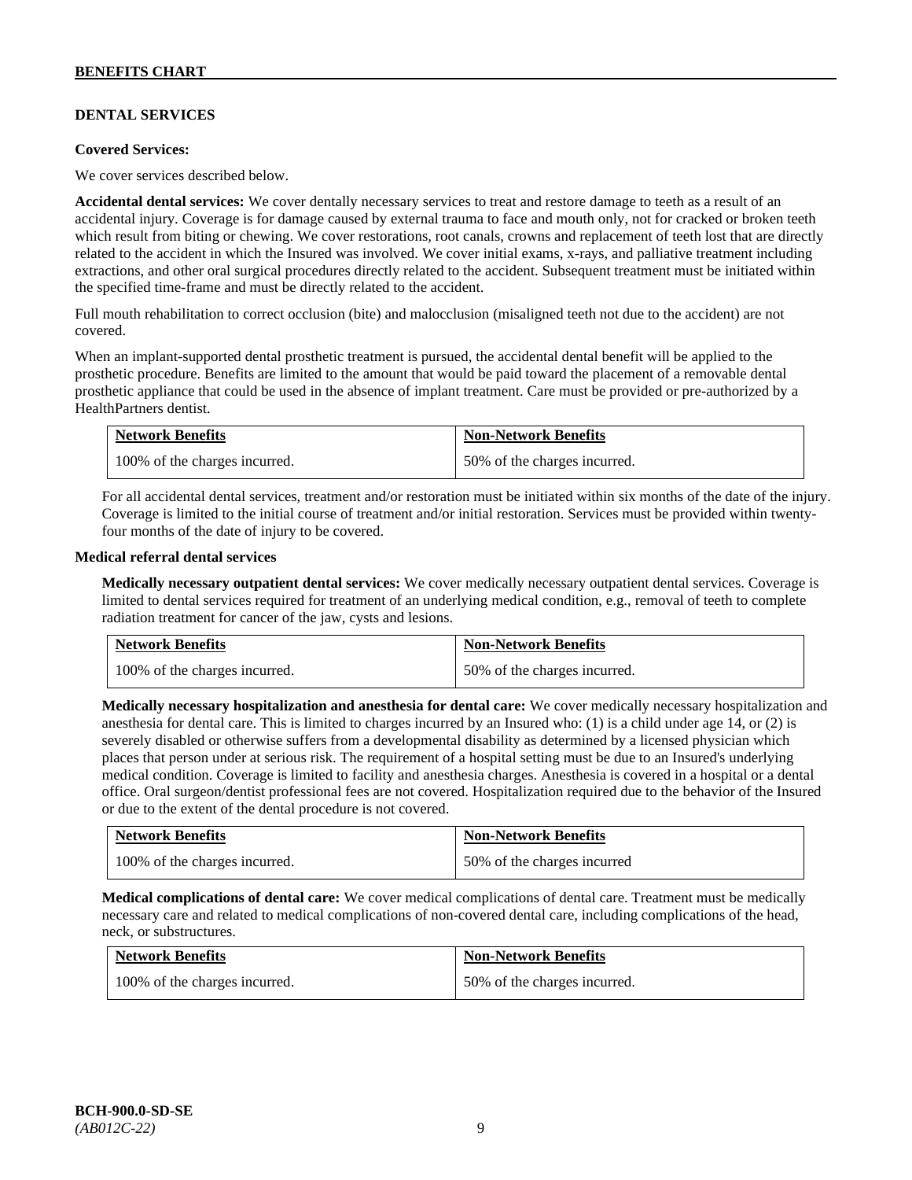## DENTAL SERVICES

**Covered Services:**

We cover services described below.

**Accidental dental services:** We cover dentally necessary services to treat and restore damage to teeth as a result of an accidental injury. Coverage is for damage caused by external trauma to face and mouth only, not for cracked or broken teeth which result from biting or chewing. We cover restorations, root canals, crowns and replacement of teeth lost that are directly related to the accident in which the Insured was involved. We cover initial exams, x-rays, and palliative treatment including extractions, and other oral surgical procedures directly related to the accident. Subsequent treatment must be initiated within the specified time-frame and must be directly related to the accident.

Full mouth rehabilitation to correct occlusion (bite) and malocclusion (misaligned teeth not due to the accident) are not covered.

When an implant-supported dental prosthetic treatment is pursued, the accidental dental benefit will be applied to the prosthetic procedure. Benefits are limited to the amount that would be paid toward the placement of a removable dental prosthetic appliance that could be used in the absence of implant treatment. Care must be provided or pre-authorized by a HealthPartners dentist.

| Network Benefits | Non-Network Benefits |
|---|---|
| 100% of the charges incurred. | 50% of the charges incurred. |

For all accidental dental services, treatment and/or restoration must be initiated within six months of the date of the injury. Coverage is limited to the initial course of treatment and/or initial restoration. Services must be provided within twenty-four months of the date of injury to be covered.

**Medical referral dental services**

**Medically necessary outpatient dental services:** We cover medically necessary outpatient dental services. Coverage is limited to dental services required for treatment of an underlying medical condition, e.g., removal of teeth to complete radiation treatment for cancer of the jaw, cysts and lesions.

| Network Benefits | Non-Network Benefits |
|---|---|
| 100% of the charges incurred. | 50% of the charges incurred. |

**Medically necessary hospitalization and anesthesia for dental care:** We cover medically necessary hospitalization and anesthesia for dental care. This is limited to charges incurred by an Insured who: (1) is a child under age 14, or (2) is severely disabled or otherwise suffers from a developmental disability as determined by a licensed physician which places that person under at serious risk. The requirement of a hospital setting must be due to an Insured's underlying medical condition. Coverage is limited to facility and anesthesia charges. Anesthesia is covered in a hospital or a dental office. Oral surgeon/dentist professional fees are not covered. Hospitalization required due to the behavior of the Insured or due to the extent of the dental procedure is not covered.

| Network Benefits | Non-Network Benefits |
|---|---|
| 100% of the charges incurred. | 50% of the charges incurred |

**Medical complications of dental care:** We cover medical complications of dental care. Treatment must be medically necessary care and related to medical complications of non-covered dental care, including complications of the head, neck, or substructures.

| Network Benefits | Non-Network Benefits |
|---|---|
| 100% of the charges incurred. | 50% of the charges incurred. |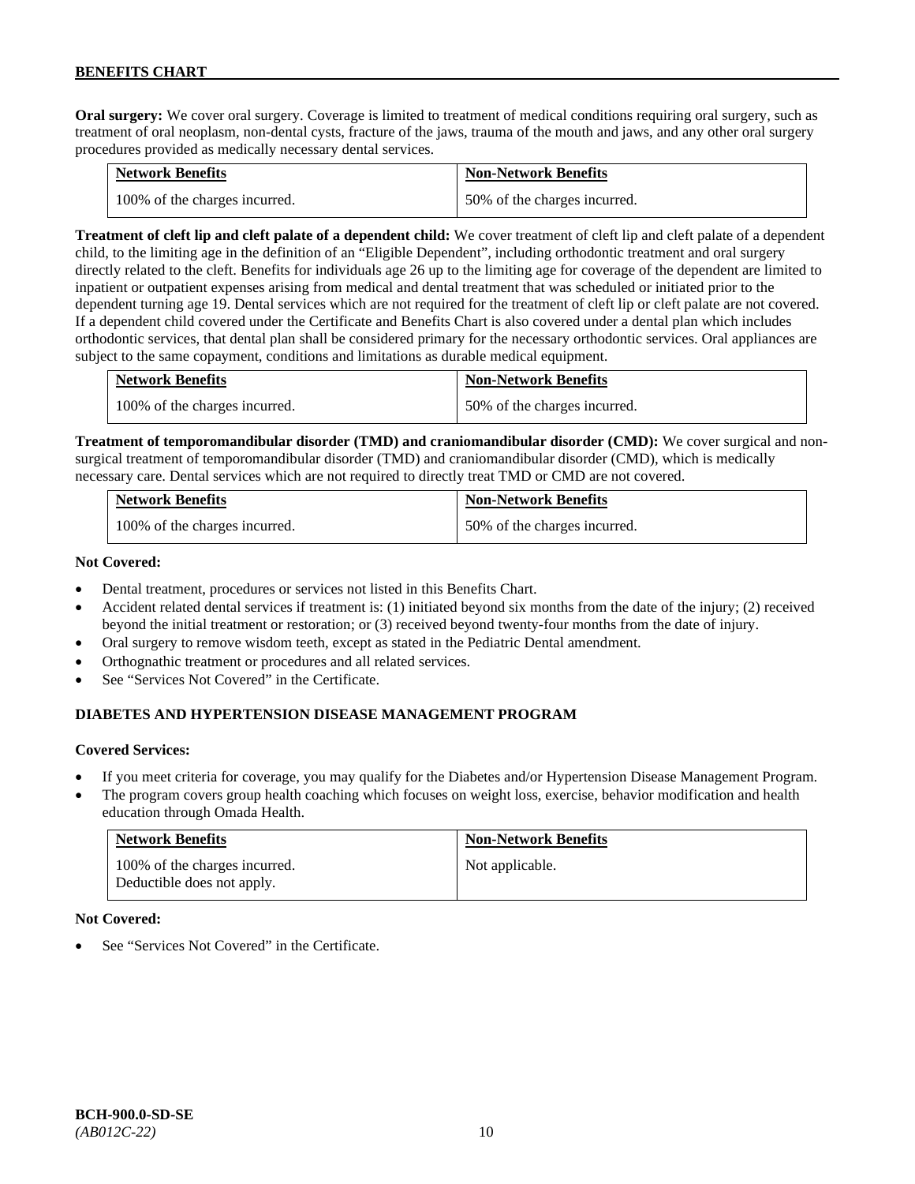**Oral surgery:** We cover oral surgery. Coverage is limited to treatment of medical conditions requiring oral surgery, such as treatment of oral neoplasm, non-dental cysts, fracture of the jaws, trauma of the mouth and jaws, and any other oral surgery procedures provided as medically necessary dental services.

| Network Benefits | Non-Network Benefits |
|---|---|
| 100% of the charges incurred. | 50% of the charges incurred. |

**Treatment of cleft lip and cleft palate of a dependent child:** We cover treatment of cleft lip and cleft palate of a dependent child, to the limiting age in the definition of an "Eligible Dependent", including orthodontic treatment and oral surgery directly related to the cleft. Benefits for individuals age 26 up to the limiting age for coverage of the dependent are limited to inpatient or outpatient expenses arising from medical and dental treatment that was scheduled or initiated prior to the dependent turning age 19. Dental services which are not required for the treatment of cleft lip or cleft palate are not covered. If a dependent child covered under the Certificate and Benefits Chart is also covered under a dental plan which includes orthodontic services, that dental plan shall be considered primary for the necessary orthodontic services. Oral appliances are subject to the same copayment, conditions and limitations as durable medical equipment.

| Network Benefits | Non-Network Benefits |
|---|---|
| 100% of the charges incurred. | 50% of the charges incurred. |

**Treatment of temporomandibular disorder (TMD) and craniomandibular disorder (CMD):** We cover surgical and non-surgical treatment of temporomandibular disorder (TMD) and craniomandibular disorder (CMD), which is medically necessary care. Dental services which are not required to directly treat TMD or CMD are not covered.

| Network Benefits | Non-Network Benefits |
|---|---|
| 100% of the charges incurred. | 50% of the charges incurred. |

**Not Covered:**

- Dental treatment, procedures or services not listed in this Benefits Chart.
- Accident related dental services if treatment is: (1) initiated beyond six months from the date of the injury; (2) received beyond the initial treatment or restoration; or (3) received beyond twenty-four months from the date of injury.
- Oral surgery to remove wisdom teeth, except as stated in the Pediatric Dental amendment.
- Orthognathic treatment or procedures and all related services.
- See "Services Not Covered" in the Certificate.

## DIABETES AND HYPERTENSION DISEASE MANAGEMENT PROGRAM

**Covered Services:**

- If you meet criteria for coverage, you may qualify for the Diabetes and/or Hypertension Disease Management Program.
- The program covers group health coaching which focuses on weight loss, exercise, behavior modification and health education through Omada Health.

| Network Benefits | Non-Network Benefits |
|---|---|
| 100% of the charges incurred. Deductible does not apply. | Not applicable. |

**Not Covered:**

- See "Services Not Covered" in the Certificate.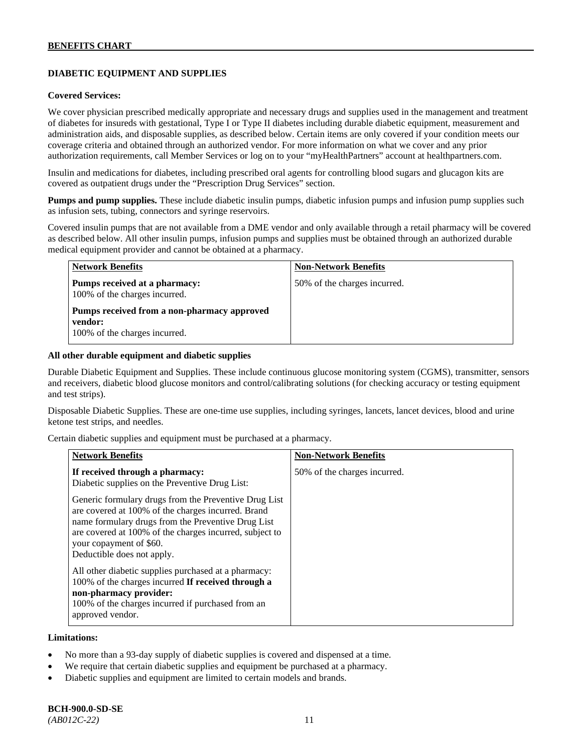## DIABETIC EQUIPMENT AND SUPPLIES

**Covered Services:**

We cover physician prescribed medically appropriate and necessary drugs and supplies used in the management and treatment of diabetes for insureds with gestational, Type I or Type II diabetes including durable diabetic equipment, measurement and administration aids, and disposable supplies, as described below. Certain items are only covered if your condition meets our coverage criteria and obtained through an authorized vendor. For more information on what we cover and any prior authorization requirements, call Member Services or log on to your "myHealthPartners" account at healthpartners.com.

Insulin and medications for diabetes, including prescribed oral agents for controlling blood sugars and glucagon kits are covered as outpatient drugs under the "Prescription Drug Services" section.

**Pumps and pump supplies.** These include diabetic insulin pumps, diabetic infusion pumps and infusion pump supplies such as infusion sets, tubing, connectors and syringe reservoirs.

Covered insulin pumps that are not available from a DME vendor and only available through a retail pharmacy will be covered as described below. All other insulin pumps, infusion pumps and supplies must be obtained through an authorized durable medical equipment provider and cannot be obtained at a pharmacy.

| Network Benefits | Non-Network Benefits |
|---|---|
| **Pumps received at a pharmacy:**<br>100% of the charges incurred.<br><br>**Pumps received from a non-pharmacy approved vendor:**<br>100% of the charges incurred. | 50% of the charges incurred. |

**All other durable equipment and diabetic supplies**

Durable Diabetic Equipment and Supplies. These include continuous glucose monitoring system (CGMS), transmitter, sensors and receivers, diabetic blood glucose monitors and control/calibrating solutions (for checking accuracy or testing equipment and test strips).

Disposable Diabetic Supplies. These are one-time use supplies, including syringes, lancets, lancet devices, blood and urine ketone test strips, and needles.

Certain diabetic supplies and equipment must be purchased at a pharmacy.

| Network Benefits | Non-Network Benefits |
|---|---|
| **If received through a pharmacy:**<br>Diabetic supplies on the Preventive Drug List:<br><br>Generic formulary drugs from the Preventive Drug List are covered at 100% of the charges incurred. Brand name formulary drugs from the Preventive Drug List are covered at 100% of the charges incurred, subject to your copayment of $60.<br>Deductible does not apply.<br><br>All other diabetic supplies purchased at a pharmacy: 100% of the charges incurred **If received through a non-pharmacy provider:**<br>100% of the charges incurred if purchased from an approved vendor. | 50% of the charges incurred. |

**Limitations:**

- No more than a 93-day supply of diabetic supplies is covered and dispensed at a time.
- We require that certain diabetic supplies and equipment be purchased at a pharmacy.
- Diabetic supplies and equipment are limited to certain models and brands.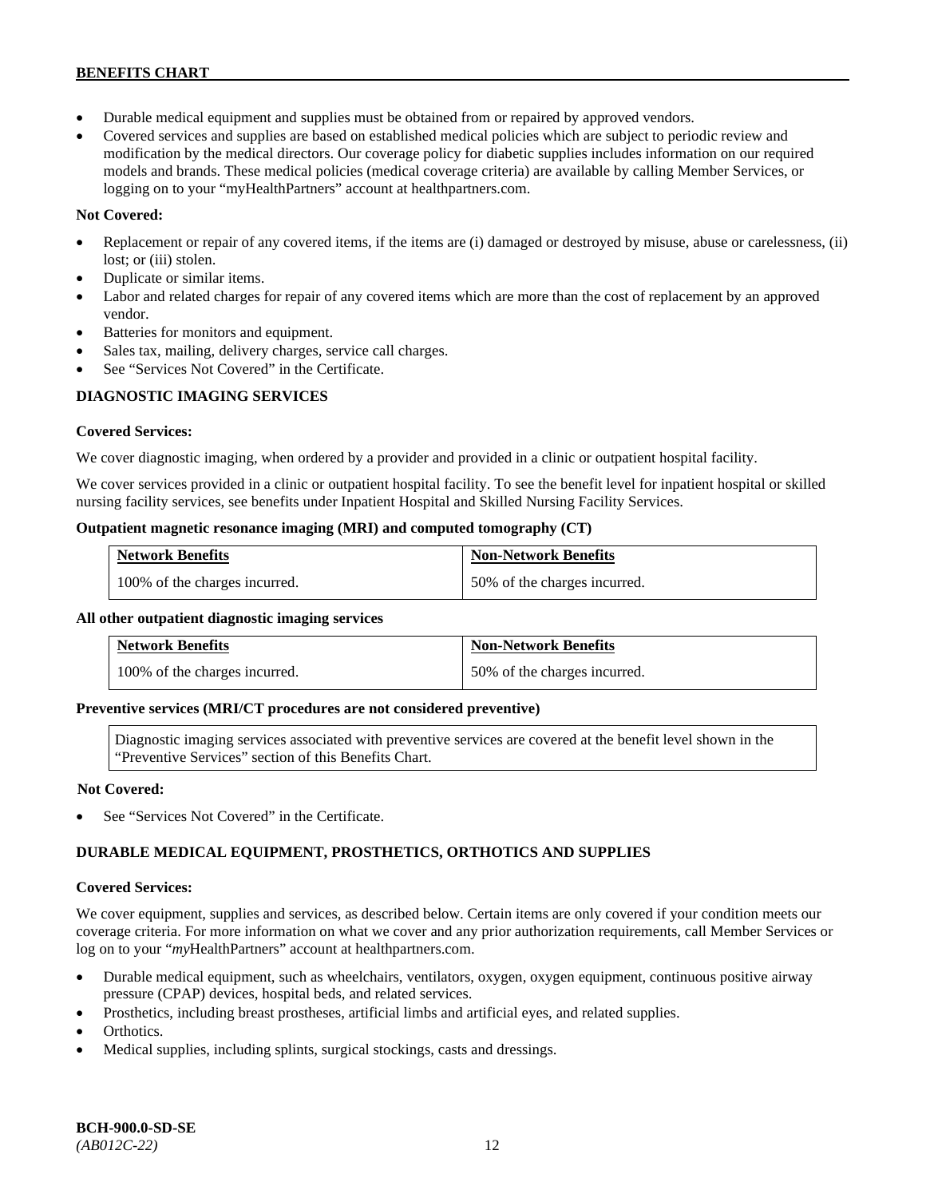- Durable medical equipment and supplies must be obtained from or repaired by approved vendors.
- Covered services and supplies are based on established medical policies which are subject to periodic review and modification by the medical directors. Our coverage policy for diabetic supplies includes information on our required models and brands. These medical policies (medical coverage criteria) are available by calling Member Services, or logging on to your "myHealthPartners" account at healthpartners.com.

**Not Covered:**

- Replacement or repair of any covered items, if the items are (i) damaged or destroyed by misuse, abuse or carelessness, (ii) lost; or (iii) stolen.
- Duplicate or similar items.
- Labor and related charges for repair of any covered items which are more than the cost of replacement by an approved vendor.
- Batteries for monitors and equipment.
- Sales tax, mailing, delivery charges, service call charges.
- See "Services Not Covered" in the Certificate.

### DIAGNOSTIC IMAGING SERVICES

**Covered Services:**

We cover diagnostic imaging, when ordered by a provider and provided in a clinic or outpatient hospital facility.

We cover services provided in a clinic or outpatient hospital facility. To see the benefit level for inpatient hospital or skilled nursing facility services, see benefits under Inpatient Hospital and Skilled Nursing Facility Services.

**Outpatient magnetic resonance imaging (MRI) and computed tomography (CT)**

| Network Benefits | Non-Network Benefits |
|---|---|
| 100% of the charges incurred. | 50% of the charges incurred. |

**All other outpatient diagnostic imaging services**

| Network Benefits | Non-Network Benefits |
|---|---|
| 100% of the charges incurred. | 50% of the charges incurred. |

**Preventive services (MRI/CT procedures are not considered preventive)**

| Diagnostic imaging services associated with preventive services are covered at the benefit level shown in the "Preventive Services" section of this Benefits Chart. |
|---|

**Not Covered:**

- See "Services Not Covered" in the Certificate.

### DURABLE MEDICAL EQUIPMENT, PROSTHETICS, ORTHOTICS AND SUPPLIES

**Covered Services:**

We cover equipment, supplies and services, as described below. Certain items are only covered if your condition meets our coverage criteria. For more information on what we cover and any prior authorization requirements, call Member Services or log on to your "*my*HealthPartners" account at healthpartners.com.

- Durable medical equipment, such as wheelchairs, ventilators, oxygen, oxygen equipment, continuous positive airway pressure (CPAP) devices, hospital beds, and related services.
- Prosthetics, including breast prostheses, artificial limbs and artificial eyes, and related supplies.
- Orthotics.
- Medical supplies, including splints, surgical stockings, casts and dressings.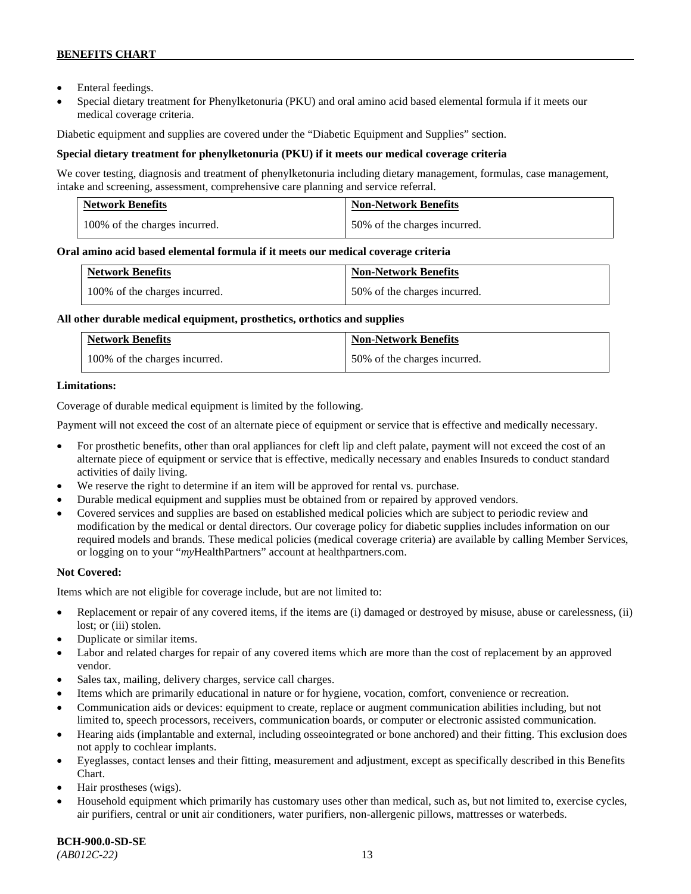- Enteral feedings.
- Special dietary treatment for Phenylketonuria (PKU) and oral amino acid based elemental formula if it meets our medical coverage criteria.

Diabetic equipment and supplies are covered under the "Diabetic Equipment and Supplies" section.

**Special dietary treatment for phenylketonuria (PKU) if it meets our medical coverage criteria**

We cover testing, diagnosis and treatment of phenylketonuria including dietary management, formulas, case management, intake and screening, assessment, comprehensive care planning and service referral.

| Network Benefits | Non-Network Benefits |
|---|---|
| 100% of the charges incurred. | 50% of the charges incurred. |

**Oral amino acid based elemental formula if it meets our medical coverage criteria**

| Network Benefits | Non-Network Benefits |
|---|---|
| 100% of the charges incurred. | 50% of the charges incurred. |

**All other durable medical equipment, prosthetics, orthotics and supplies**

| Network Benefits | Non-Network Benefits |
|---|---|
| 100% of the charges incurred. | 50% of the charges incurred. |

**Limitations:**

Coverage of durable medical equipment is limited by the following.

Payment will not exceed the cost of an alternate piece of equipment or service that is effective and medically necessary.

- For prosthetic benefits, other than oral appliances for cleft lip and cleft palate, payment will not exceed the cost of an alternate piece of equipment or service that is effective, medically necessary and enables Insureds to conduct standard activities of daily living.
- We reserve the right to determine if an item will be approved for rental vs. purchase.
- Durable medical equipment and supplies must be obtained from or repaired by approved vendors.
- Covered services and supplies are based on established medical policies which are subject to periodic review and modification by the medical or dental directors. Our coverage policy for diabetic supplies includes information on our required models and brands. These medical policies (medical coverage criteria) are available by calling Member Services, or logging on to your "*my*HealthPartners" account at healthpartners.com.

**Not Covered:**

Items which are not eligible for coverage include, but are not limited to:

- Replacement or repair of any covered items, if the items are (i) damaged or destroyed by misuse, abuse or carelessness, (ii) lost; or (iii) stolen.
- Duplicate or similar items.
- Labor and related charges for repair of any covered items which are more than the cost of replacement by an approved vendor.
- Sales tax, mailing, delivery charges, service call charges.
- Items which are primarily educational in nature or for hygiene, vocation, comfort, convenience or recreation.
- Communication aids or devices: equipment to create, replace or augment communication abilities including, but not limited to, speech processors, receivers, communication boards, or computer or electronic assisted communication.
- Hearing aids (implantable and external, including osseointegrated or bone anchored) and their fitting. This exclusion does not apply to cochlear implants.
- Eyeglasses, contact lenses and their fitting, measurement and adjustment, except as specifically described in this Benefits Chart.
- Hair prostheses (wigs).
- Household equipment which primarily has customary uses other than medical, such as, but not limited to, exercise cycles, air purifiers, central or unit air conditioners, water purifiers, non-allergenic pillows, mattresses or waterbeds.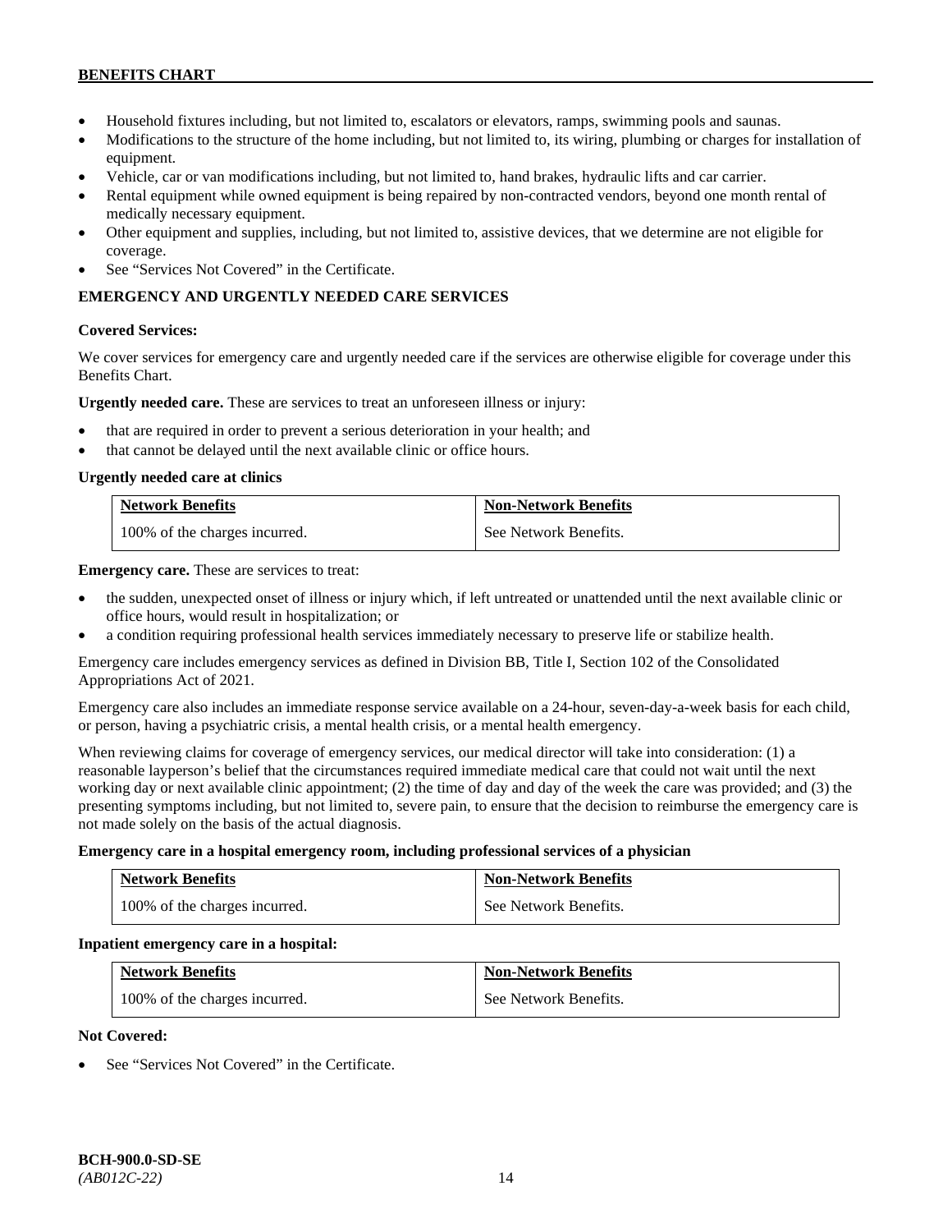- Household fixtures including, but not limited to, escalators or elevators, ramps, swimming pools and saunas.
- Modifications to the structure of the home including, but not limited to, its wiring, plumbing or charges for installation of equipment.
- Vehicle, car or van modifications including, but not limited to, hand brakes, hydraulic lifts and car carrier.
- Rental equipment while owned equipment is being repaired by non-contracted vendors, beyond one month rental of medically necessary equipment.
- Other equipment and supplies, including, but not limited to, assistive devices, that we determine are not eligible for coverage.
- See "Services Not Covered" in the Certificate.

## EMERGENCY AND URGENTLY NEEDED CARE SERVICES

**Covered Services:**

We cover services for emergency care and urgently needed care if the services are otherwise eligible for coverage under this Benefits Chart.

**Urgently needed care.** These are services to treat an unforeseen illness or injury:

- that are required in order to prevent a serious deterioration in your health; and
- that cannot be delayed until the next available clinic or office hours.

**Urgently needed care at clinics**

| Network Benefits | Non-Network Benefits |
|---|---|
| 100% of the charges incurred. | See Network Benefits. |

**Emergency care.** These are services to treat:

- the sudden, unexpected onset of illness or injury which, if left untreated or unattended until the next available clinic or office hours, would result in hospitalization; or
- a condition requiring professional health services immediately necessary to preserve life or stabilize health.

Emergency care includes emergency services as defined in Division BB, Title I, Section 102 of the Consolidated Appropriations Act of 2021.

Emergency care also includes an immediate response service available on a 24-hour, seven-day-a-week basis for each child, or person, having a psychiatric crisis, a mental health crisis, or a mental health emergency.

When reviewing claims for coverage of emergency services, our medical director will take into consideration: (1) a reasonable layperson's belief that the circumstances required immediate medical care that could not wait until the next working day or next available clinic appointment; (2) the time of day and day of the week the care was provided; and (3) the presenting symptoms including, but not limited to, severe pain, to ensure that the decision to reimburse the emergency care is not made solely on the basis of the actual diagnosis.

**Emergency care in a hospital emergency room, including professional services of a physician**

| Network Benefits | Non-Network Benefits |
|---|---|
| 100% of the charges incurred. | See Network Benefits. |

**Inpatient emergency care in a hospital:**

| Network Benefits | Non-Network Benefits |
|---|---|
| 100% of the charges incurred. | See Network Benefits. |

**Not Covered:**

- See "Services Not Covered" in the Certificate.

**BCH-900.0-SD-SE**
*(AB012C-22)*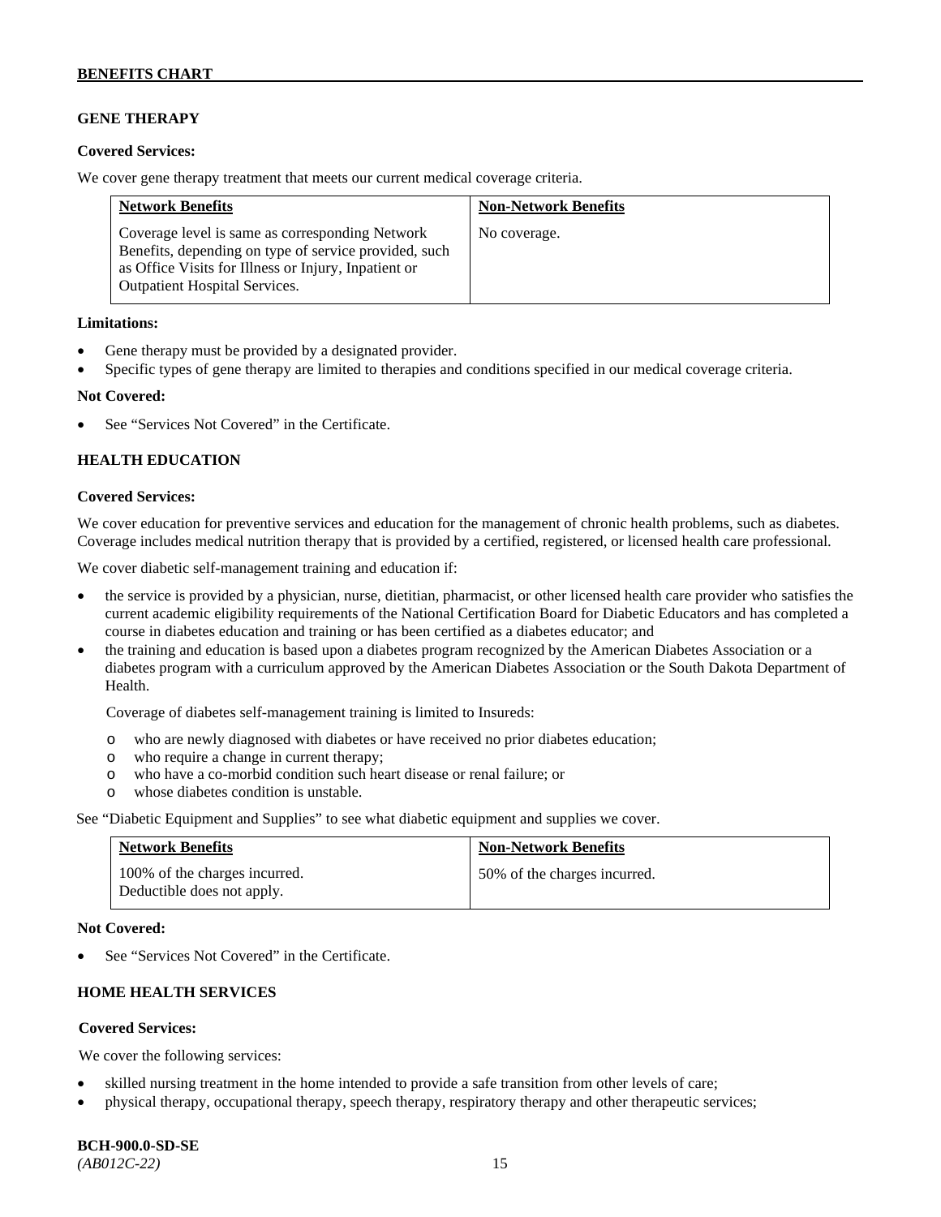## GENE THERAPY

**Covered Services:**

We cover gene therapy treatment that meets our current medical coverage criteria.

| Network Benefits | Non-Network Benefits |
|---|---|
| Coverage level is same as corresponding Network Benefits, depending on type of service provided, such as Office Visits for Illness or Injury, Inpatient or Outpatient Hospital Services. | No coverage. |

**Limitations:**

- Gene therapy must be provided by a designated provider.
- Specific types of gene therapy are limited to therapies and conditions specified in our medical coverage criteria.

**Not Covered:**

- See "Services Not Covered" in the Certificate.

## HEALTH EDUCATION

**Covered Services:**

We cover education for preventive services and education for the management of chronic health problems, such as diabetes. Coverage includes medical nutrition therapy that is provided by a certified, registered, or licensed health care professional.

We cover diabetic self-management training and education if:

- the service is provided by a physician, nurse, dietitian, pharmacist, or other licensed health care provider who satisfies the current academic eligibility requirements of the National Certification Board for Diabetic Educators and has completed a course in diabetes education and training or has been certified as a diabetes educator; and
- the training and education is based upon a diabetes program recognized by the American Diabetes Association or a diabetes program with a curriculum approved by the American Diabetes Association or the South Dakota Department of Health.

  Coverage of diabetes self-management training is limited to Insureds:

  - who are newly diagnosed with diabetes or have received no prior diabetes education;
  - who require a change in current therapy;
  - who have a co-morbid condition such heart disease or renal failure; or
  - whose diabetes condition is unstable.

See "Diabetic Equipment and Supplies" to see what diabetic equipment and supplies we cover.

| Network Benefits | Non-Network Benefits |
|---|---|
| 100% of the charges incurred. Deductible does not apply. | 50% of the charges incurred. |

**Not Covered:**

- See "Services Not Covered" in the Certificate.

## HOME HEALTH SERVICES

**Covered Services:**

We cover the following services:

- skilled nursing treatment in the home intended to provide a safe transition from other levels of care;
- physical therapy, occupational therapy, speech therapy, respiratory therapy and other therapeutic services;

**BCH-900.0-SD-SE**
*(AB012C-22)*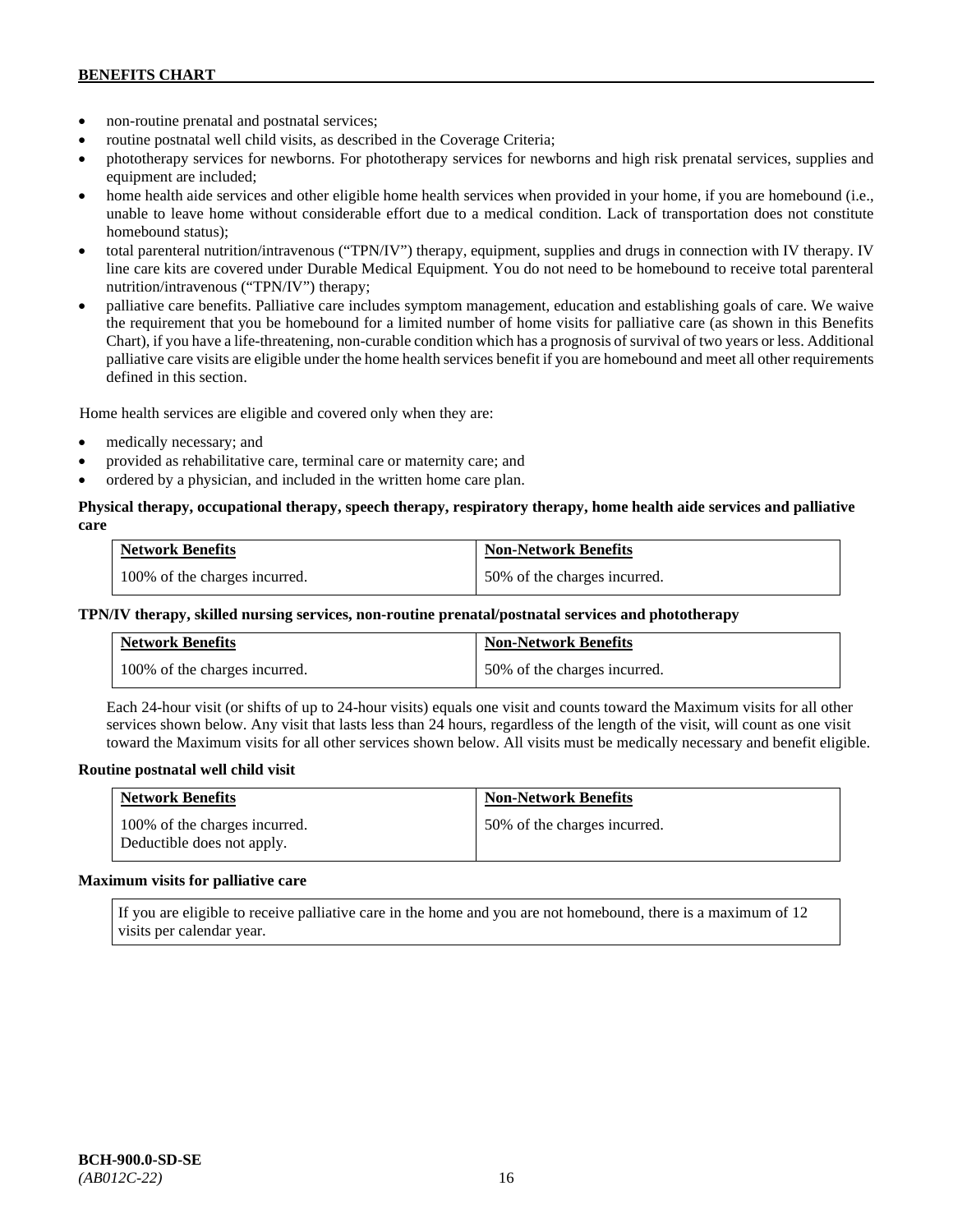- non-routine prenatal and postnatal services;
- routine postnatal well child visits, as described in the Coverage Criteria;
- phototherapy services for newborns. For phototherapy services for newborns and high risk prenatal services, supplies and equipment are included;
- home health aide services and other eligible home health services when provided in your home, if you are homebound (i.e., unable to leave home without considerable effort due to a medical condition. Lack of transportation does not constitute homebound status);
- total parenteral nutrition/intravenous ("TPN/IV") therapy, equipment, supplies and drugs in connection with IV therapy. IV line care kits are covered under Durable Medical Equipment. You do not need to be homebound to receive total parenteral nutrition/intravenous ("TPN/IV") therapy;
- palliative care benefits. Palliative care includes symptom management, education and establishing goals of care. We waive the requirement that you be homebound for a limited number of home visits for palliative care (as shown in this Benefits Chart), if you have a life-threatening, non-curable condition which has a prognosis of survival of two years or less. Additional palliative care visits are eligible under the home health services benefit if you are homebound and meet all other requirements defined in this section.

Home health services are eligible and covered only when they are:

- medically necessary; and
- provided as rehabilitative care, terminal care or maternity care; and
- ordered by a physician, and included in the written home care plan.

**Physical therapy, occupational therapy, speech therapy, respiratory therapy, home health aide services and palliative care**

| Network Benefits | Non-Network Benefits |
|---|---|
| 100% of the charges incurred. | 50% of the charges incurred. |

**TPN/IV therapy, skilled nursing services, non-routine prenatal/postnatal services and phototherapy**

| Network Benefits | Non-Network Benefits |
|---|---|
| 100% of the charges incurred. | 50% of the charges incurred. |

Each 24-hour visit (or shifts of up to 24-hour visits) equals one visit and counts toward the Maximum visits for all other services shown below. Any visit that lasts less than 24 hours, regardless of the length of the visit, will count as one visit toward the Maximum visits for all other services shown below. All visits must be medically necessary and benefit eligible.

**Routine postnatal well child visit**

| Network Benefits | Non-Network Benefits |
|---|---|
| 100% of the charges incurred. Deductible does not apply. | 50% of the charges incurred. |

**Maximum visits for palliative care**

| If you are eligible to receive palliative care in the home and you are not homebound, there is a maximum of 12 visits per calendar year. |
|---|

BCH-900.0-SD-SE
*(AB012C-22)*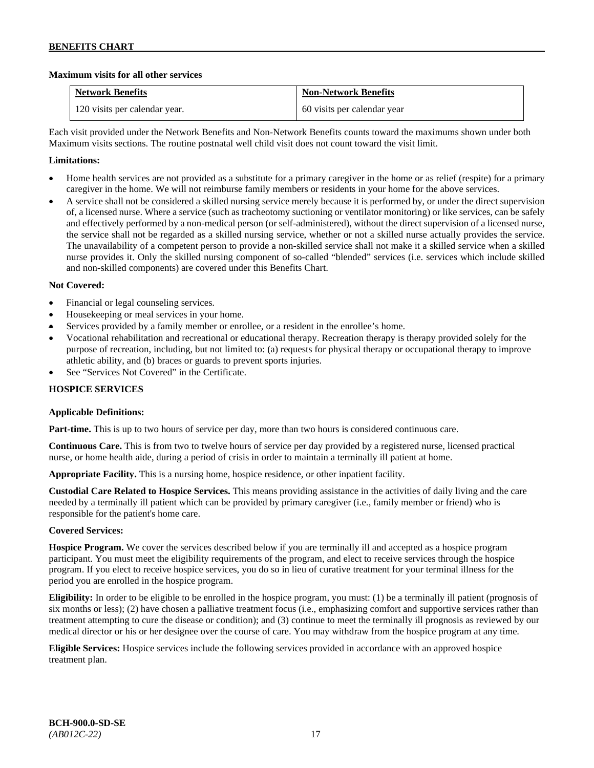**Maximum visits for all other services**

| Network Benefits | Non-Network Benefits |
| --- | --- |
| 120 visits per calendar year. | 60 visits per calendar year |

Each visit provided under the Network Benefits and Non-Network Benefits counts toward the maximums shown under both Maximum visits sections. The routine postnatal well child visit does not count toward the visit limit.

**Limitations:**

- Home health services are not provided as a substitute for a primary caregiver in the home or as relief (respite) for a primary caregiver in the home. We will not reimburse family members or residents in your home for the above services.
- A service shall not be considered a skilled nursing service merely because it is performed by, or under the direct supervision of, a licensed nurse. Where a service (such as tracheotomy suctioning or ventilator monitoring) or like services, can be safely and effectively performed by a non-medical person (or self-administered), without the direct supervision of a licensed nurse, the service shall not be regarded as a skilled nursing service, whether or not a skilled nurse actually provides the service. The unavailability of a competent person to provide a non-skilled service shall not make it a skilled service when a skilled nurse provides it. Only the skilled nursing component of so-called "blended" services (i.e. services which include skilled and non-skilled components) are covered under this Benefits Chart.

**Not Covered:**

- Financial or legal counseling services.
- Housekeeping or meal services in your home.
- Services provided by a family member or enrollee, or a resident in the enrollee's home.
- Vocational rehabilitation and recreational or educational therapy. Recreation therapy is therapy provided solely for the purpose of recreation, including, but not limited to: (a) requests for physical therapy or occupational therapy to improve athletic ability, and (b) braces or guards to prevent sports injuries.
- See "Services Not Covered" in the Certificate.

**HOSPICE SERVICES**

**Applicable Definitions:**

**Part-time.** This is up to two hours of service per day, more than two hours is considered continuous care.

**Continuous Care.** This is from two to twelve hours of service per day provided by a registered nurse, licensed practical nurse, or home health aide, during a period of crisis in order to maintain a terminally ill patient at home.

**Appropriate Facility.** This is a nursing home, hospice residence, or other inpatient facility.

**Custodial Care Related to Hospice Services.** This means providing assistance in the activities of daily living and the care needed by a terminally ill patient which can be provided by primary caregiver (i.e., family member or friend) who is responsible for the patient's home care.

**Covered Services:**

**Hospice Program.** We cover the services described below if you are terminally ill and accepted as a hospice program participant. You must meet the eligibility requirements of the program, and elect to receive services through the hospice program. If you elect to receive hospice services, you do so in lieu of curative treatment for your terminal illness for the period you are enrolled in the hospice program.

**Eligibility:** In order to be eligible to be enrolled in the hospice program, you must: (1) be a terminally ill patient (prognosis of six months or less); (2) have chosen a palliative treatment focus (i.e., emphasizing comfort and supportive services rather than treatment attempting to cure the disease or condition); and (3) continue to meet the terminally ill prognosis as reviewed by our medical director or his or her designee over the course of care. You may withdraw from the hospice program at any time.

**Eligible Services:** Hospice services include the following services provided in accordance with an approved hospice treatment plan.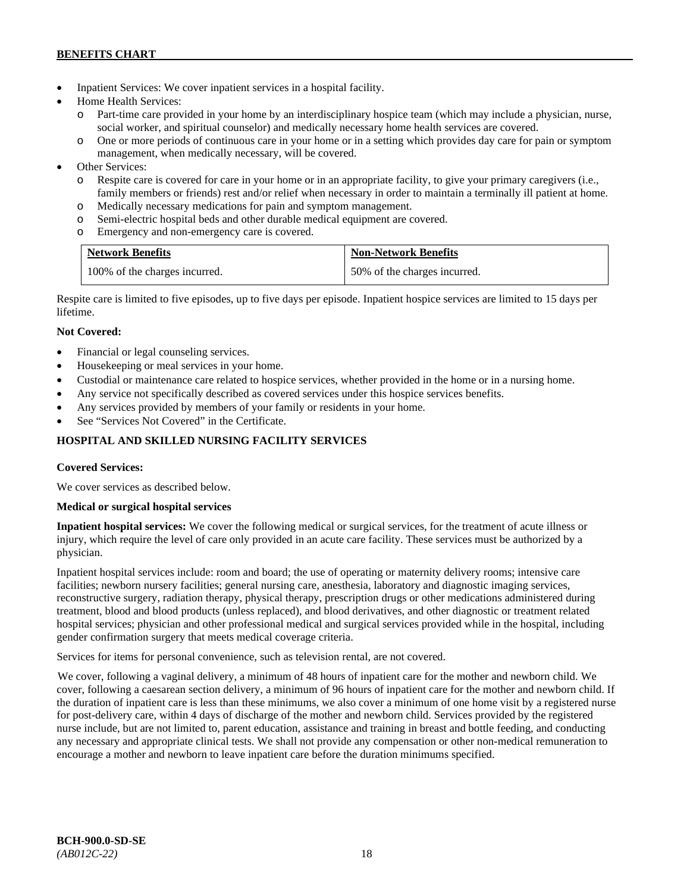- Inpatient Services: We cover inpatient services in a hospital facility.
- Home Health Services:
  - Part-time care provided in your home by an interdisciplinary hospice team (which may include a physician, nurse, social worker, and spiritual counselor) and medically necessary home health services are covered.
  - One or more periods of continuous care in your home or in a setting which provides day care for pain or symptom management, when medically necessary, will be covered.
- Other Services:
  - Respite care is covered for care in your home or in an appropriate facility, to give your primary caregivers (i.e., family members or friends) rest and/or relief when necessary in order to maintain a terminally ill patient at home.
  - Medically necessary medications for pain and symptom management.
  - Semi-electric hospital beds and other durable medical equipment are covered.
  - Emergency and non-emergency care is covered.

| Network Benefits | Non-Network Benefits |
|---|---|
| 100% of the charges incurred. | 50% of the charges incurred. |

Respite care is limited to five episodes, up to five days per episode. Inpatient hospice services are limited to 15 days per lifetime.

**Not Covered:**

- Financial or legal counseling services.
- Housekeeping or meal services in your home.
- Custodial or maintenance care related to hospice services, whether provided in the home or in a nursing home.
- Any service not specifically described as covered services under this hospice services benefits.
- Any services provided by members of your family or residents in your home.
- See "Services Not Covered" in the Certificate.

## HOSPITAL AND SKILLED NURSING FACILITY SERVICES

**Covered Services:**

We cover services as described below.

**Medical or surgical hospital services**

**Inpatient hospital services:** We cover the following medical or surgical services, for the treatment of acute illness or injury, which require the level of care only provided in an acute care facility. These services must be authorized by a physician.

Inpatient hospital services include: room and board; the use of operating or maternity delivery rooms; intensive care facilities; newborn nursery facilities; general nursing care, anesthesia, laboratory and diagnostic imaging services, reconstructive surgery, radiation therapy, physical therapy, prescription drugs or other medications administered during treatment, blood and blood products (unless replaced), and blood derivatives, and other diagnostic or treatment related hospital services; physician and other professional medical and surgical services provided while in the hospital, including gender confirmation surgery that meets medical coverage criteria.

Services for items for personal convenience, such as television rental, are not covered.

We cover, following a vaginal delivery, a minimum of 48 hours of inpatient care for the mother and newborn child. We cover, following a caesarean section delivery, a minimum of 96 hours of inpatient care for the mother and newborn child. If the duration of inpatient care is less than these minimums, we also cover a minimum of one home visit by a registered nurse for post-delivery care, within 4 days of discharge of the mother and newborn child. Services provided by the registered nurse include, but are not limited to, parent education, assistance and training in breast and bottle feeding, and conducting any necessary and appropriate clinical tests. We shall not provide any compensation or other non-medical remuneration to encourage a mother and newborn to leave inpatient care before the duration minimums specified.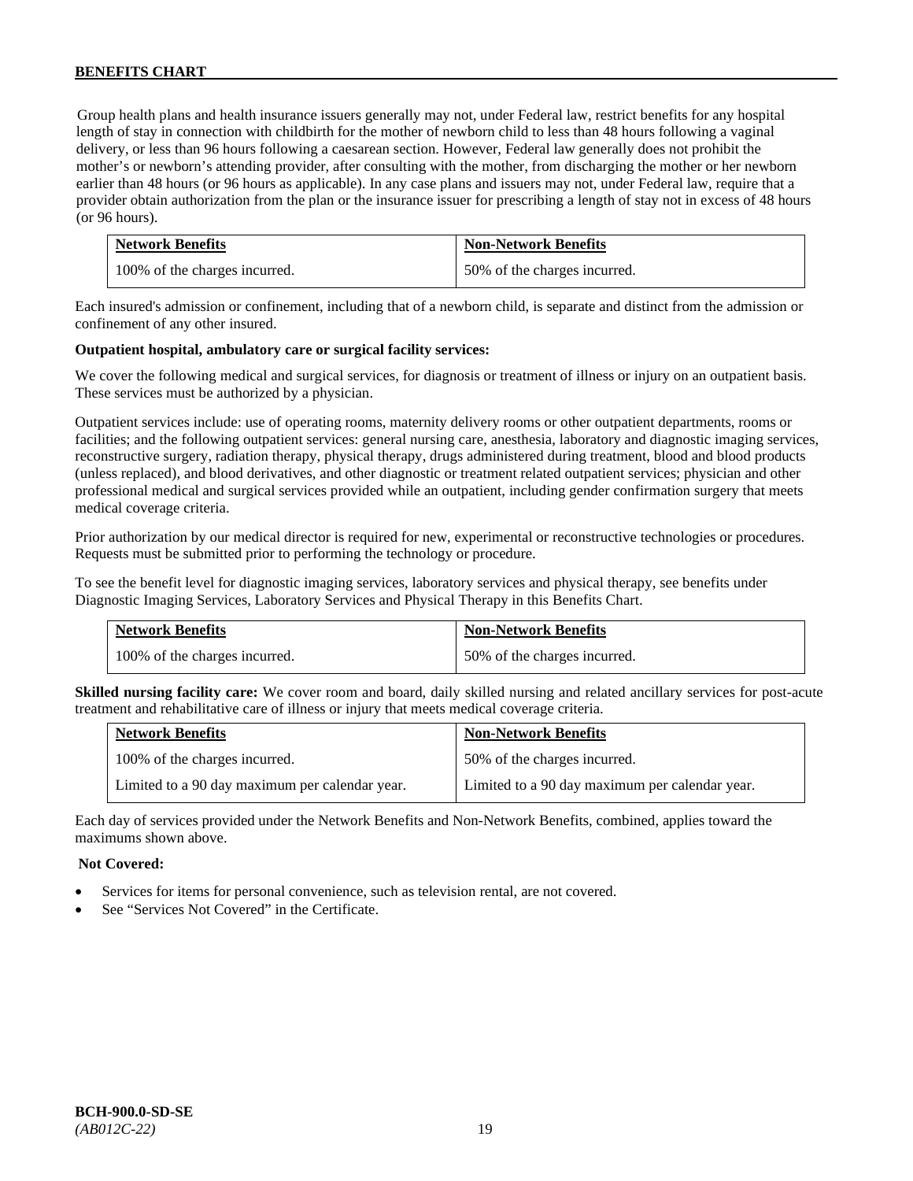Group health plans and health insurance issuers generally may not, under Federal law, restrict benefits for any hospital length of stay in connection with childbirth for the mother of newborn child to less than 48 hours following a vaginal delivery, or less than 96 hours following a caesarean section. However, Federal law generally does not prohibit the mother's or newborn's attending provider, after consulting with the mother, from discharging the mother or her newborn earlier than 48 hours (or 96 hours as applicable). In any case plans and issuers may not, under Federal law, require that a provider obtain authorization from the plan or the insurance issuer for prescribing a length of stay not in excess of 48 hours (or 96 hours).

| Network Benefits | Non-Network Benefits |
|---|---|
| 100% of the charges incurred. | 50% of the charges incurred. |

Each insured's admission or confinement, including that of a newborn child, is separate and distinct from the admission or confinement of any other insured.

**Outpatient hospital, ambulatory care or surgical facility services:**

We cover the following medical and surgical services, for diagnosis or treatment of illness or injury on an outpatient basis. These services must be authorized by a physician.

Outpatient services include: use of operating rooms, maternity delivery rooms or other outpatient departments, rooms or facilities; and the following outpatient services: general nursing care, anesthesia, laboratory and diagnostic imaging services, reconstructive surgery, radiation therapy, physical therapy, drugs administered during treatment, blood and blood products (unless replaced), and blood derivatives, and other diagnostic or treatment related outpatient services; physician and other professional medical and surgical services provided while an outpatient, including gender confirmation surgery that meets medical coverage criteria.

Prior authorization by our medical director is required for new, experimental or reconstructive technologies or procedures. Requests must be submitted prior to performing the technology or procedure.

To see the benefit level for diagnostic imaging services, laboratory services and physical therapy, see benefits under Diagnostic Imaging Services, Laboratory Services and Physical Therapy in this Benefits Chart.

| Network Benefits | Non-Network Benefits |
|---|---|
| 100% of the charges incurred. | 50% of the charges incurred. |

**Skilled nursing facility care:** We cover room and board, daily skilled nursing and related ancillary services for post-acute treatment and rehabilitative care of illness or injury that meets medical coverage criteria.

| Network Benefits | Non-Network Benefits |
|---|---|
| 100% of the charges incurred. | 50% of the charges incurred. |
| Limited to a 90 day maximum per calendar year. | Limited to a 90 day maximum per calendar year. |

Each day of services provided under the Network Benefits and Non-Network Benefits, combined, applies toward the maximums shown above.

**Not Covered:**

- Services for items for personal convenience, such as television rental, are not covered.
- See "Services Not Covered" in the Certificate.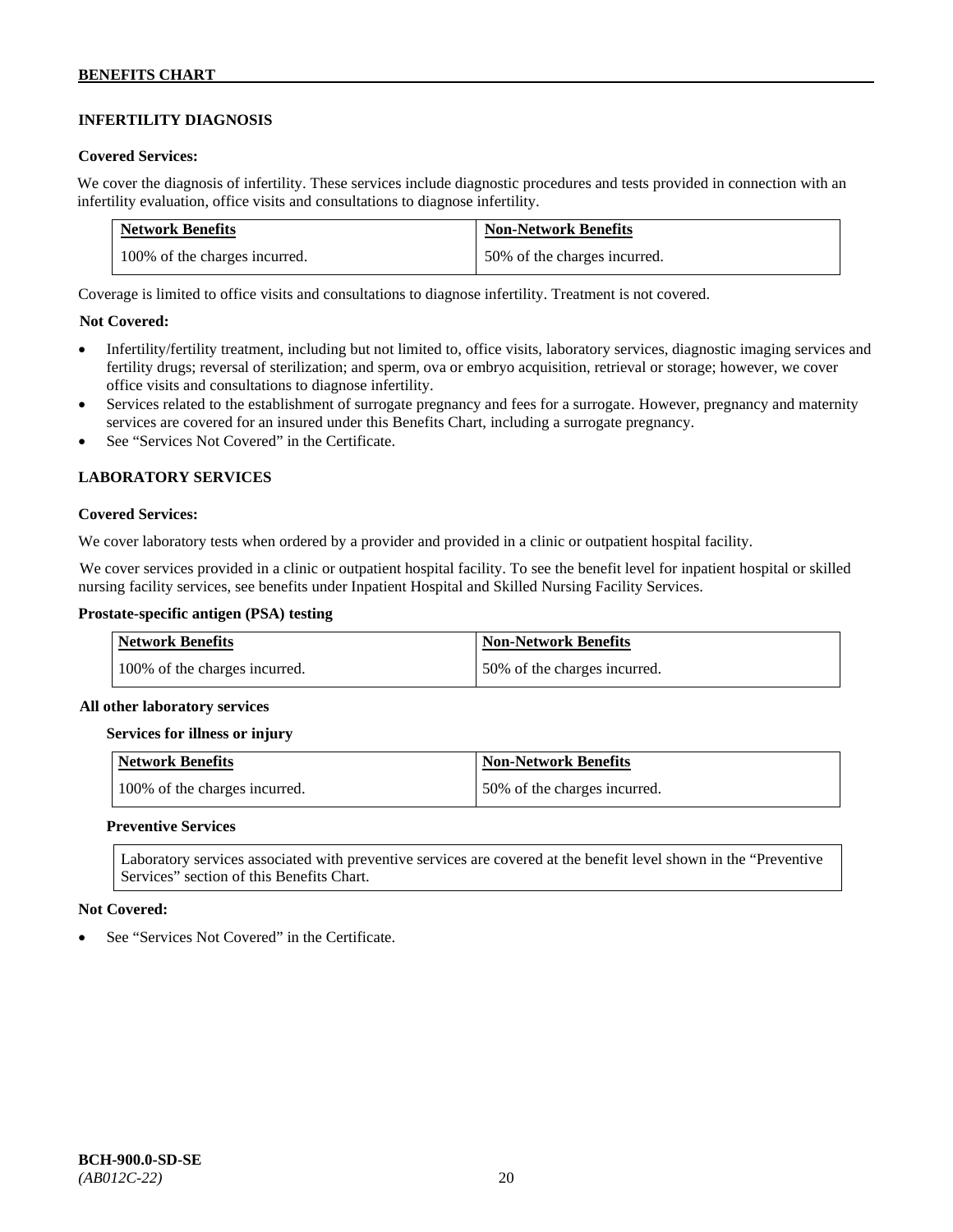## INFERTILITY DIAGNOSIS

**Covered Services:**

We cover the diagnosis of infertility. These services include diagnostic procedures and tests provided in connection with an infertility evaluation, office visits and consultations to diagnose infertility.

| Network Benefits | Non-Network Benefits |
| --- | --- |
| 100% of the charges incurred. | 50% of the charges incurred. |

Coverage is limited to office visits and consultations to diagnose infertility. Treatment is not covered.

**Not Covered:**

- Infertility/fertility treatment, including but not limited to, office visits, laboratory services, diagnostic imaging services and fertility drugs; reversal of sterilization; and sperm, ova or embryo acquisition, retrieval or storage; however, we cover office visits and consultations to diagnose infertility.
- Services related to the establishment of surrogate pregnancy and fees for a surrogate. However, pregnancy and maternity services are covered for an insured under this Benefits Chart, including a surrogate pregnancy.
- See "Services Not Covered" in the Certificate.

## LABORATORY SERVICES

**Covered Services:**

We cover laboratory tests when ordered by a provider and provided in a clinic or outpatient hospital facility.

We cover services provided in a clinic or outpatient hospital facility. To see the benefit level for inpatient hospital or skilled nursing facility services, see benefits under Inpatient Hospital and Skilled Nursing Facility Services.

**Prostate-specific antigen (PSA) testing**

| Network Benefits | Non-Network Benefits |
| --- | --- |
| 100% of the charges incurred. | 50% of the charges incurred. |

**All other laboratory services**

**Services for illness or injury**

| Network Benefits | Non-Network Benefits |
| --- | --- |
| 100% of the charges incurred. | 50% of the charges incurred. |

**Preventive Services**

Laboratory services associated with preventive services are covered at the benefit level shown in the "Preventive Services" section of this Benefits Chart.

**Not Covered:**

- See "Services Not Covered" in the Certificate.

BCH-900.0-SD-SE
*(AB012C-22)*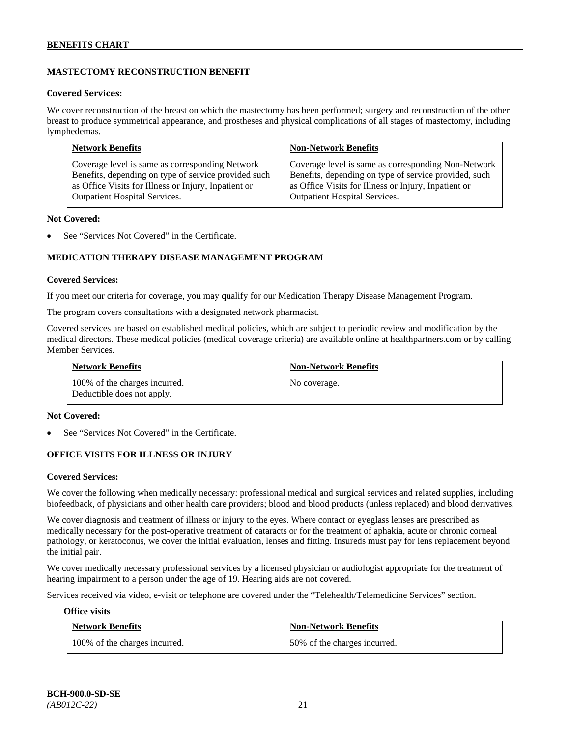## MASTECTOMY RECONSTRUCTION BENEFIT

**Covered Services:**

We cover reconstruction of the breast on which the mastectomy has been performed; surgery and reconstruction of the other breast to produce symmetrical appearance, and prostheses and physical complications of all stages of mastectomy, including lymphedemas.

| Network Benefits | Non-Network Benefits |
| --- | --- |
| Coverage level is same as corresponding Network Benefits, depending on type of service provided such as Office Visits for Illness or Injury, Inpatient or Outpatient Hospital Services. | Coverage level is same as corresponding Non-Network Benefits, depending on type of service provided, such as Office Visits for Illness or Injury, Inpatient or Outpatient Hospital Services. |

**Not Covered:**

- See "Services Not Covered" in the Certificate.

## MEDICATION THERAPY DISEASE MANAGEMENT PROGRAM

**Covered Services:**

If you meet our criteria for coverage, you may qualify for our Medication Therapy Disease Management Program.

The program covers consultations with a designated network pharmacist.

Covered services are based on established medical policies, which are subject to periodic review and modification by the medical directors. These medical policies (medical coverage criteria) are available online at healthpartners.com or by calling Member Services.

| Network Benefits | Non-Network Benefits |
| --- | --- |
| 100% of the charges incurred. Deductible does not apply. | No coverage. |

**Not Covered:**

- See "Services Not Covered" in the Certificate.

## OFFICE VISITS FOR ILLNESS OR INJURY

**Covered Services:**

We cover the following when medically necessary: professional medical and surgical services and related supplies, including biofeedback, of physicians and other health care providers; blood and blood products (unless replaced) and blood derivatives.

We cover diagnosis and treatment of illness or injury to the eyes. Where contact or eyeglass lenses are prescribed as medically necessary for the post-operative treatment of cataracts or for the treatment of aphakia, acute or chronic corneal pathology, or keratoconus, we cover the initial evaluation, lenses and fitting. Insureds must pay for lens replacement beyond the initial pair.

We cover medically necessary professional services by a licensed physician or audiologist appropriate for the treatment of hearing impairment to a person under the age of 19. Hearing aids are not covered.

Services received via video, e-visit or telephone are covered under the "Telehealth/Telemedicine Services" section.

**Office visits**

| Network Benefits | Non-Network Benefits |
| --- | --- |
| 100% of the charges incurred. | 50% of the charges incurred. |

**BCH-900.0-SD-SE**
*(AB012C-22)*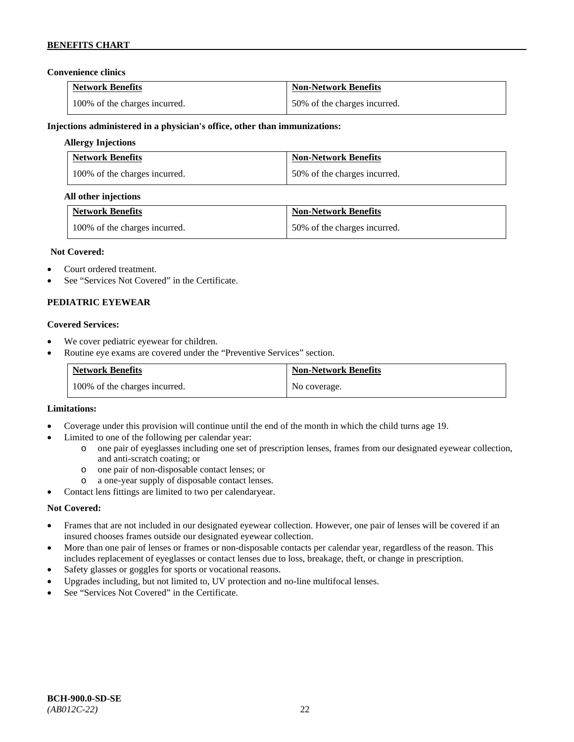**Convenience clinics**

| Network Benefits | Non-Network Benefits |
|---|---|
| 100% of the charges incurred. | 50% of the charges incurred. |

**Injections administered in a physician's office, other than immunizations:**

**Allergy Injections**

| Network Benefits | Non-Network Benefits |
|---|---|
| 100% of the charges incurred. | 50% of the charges incurred. |

**All other injections**

| Network Benefits | Non-Network Benefits |
|---|---|
| 100% of the charges incurred. | 50% of the charges incurred. |

**Not Covered:**

- Court ordered treatment.
- See "Services Not Covered" in the Certificate.

**PEDIATRIC EYEWEAR**

**Covered Services:**

- We cover pediatric eyewear for children.
- Routine eye exams are covered under the "Preventive Services" section.

| Network Benefits | Non-Network Benefits |
|---|---|
| 100% of the charges incurred. | No coverage. |

**Limitations:**

- Coverage under this provision will continue until the end of the month in which the child turns age 19.
- Limited to one of the following per calendar year:
  - one pair of eyeglasses including one set of prescription lenses, frames from our designated eyewear collection, and anti-scratch coating; or
  - one pair of non-disposable contact lenses; or
  - a one-year supply of disposable contact lenses.
- Contact lens fittings are limited to two per calendaryear.

**Not Covered:**

- Frames that are not included in our designated eyewear collection. However, one pair of lenses will be covered if an insured chooses frames outside our designated eyewear collection.
- More than one pair of lenses or frames or non-disposable contacts per calendar year, regardless of the reason. This includes replacement of eyeglasses or contact lenses due to loss, breakage, theft, or change in prescription.
- Safety glasses or goggles for sports or vocational reasons.
- Upgrades including, but not limited to, UV protection and no-line multifocal lenses.
- See "Services Not Covered" in the Certificate.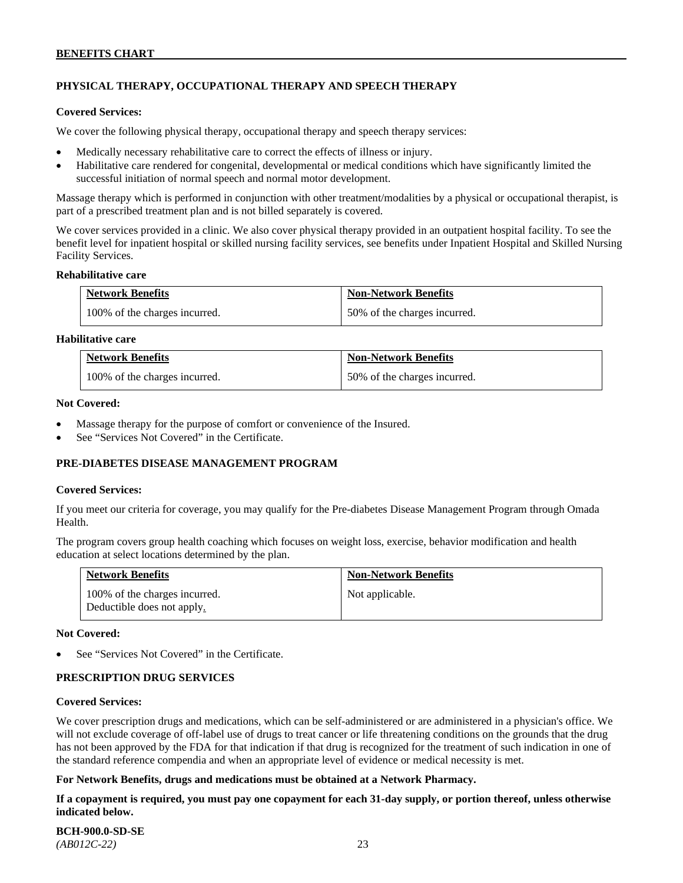## PHYSICAL THERAPY, OCCUPATIONAL THERAPY AND SPEECH THERAPY

**Covered Services:**

We cover the following physical therapy, occupational therapy and speech therapy services:

- Medically necessary rehabilitative care to correct the effects of illness or injury.
- Habilitative care rendered for congenital, developmental or medical conditions which have significantly limited the successful initiation of normal speech and normal motor development.

Massage therapy which is performed in conjunction with other treatment/modalities by a physical or occupational therapist, is part of a prescribed treatment plan and is not billed separately is covered.

We cover services provided in a clinic. We also cover physical therapy provided in an outpatient hospital facility. To see the benefit level for inpatient hospital or skilled nursing facility services, see benefits under Inpatient Hospital and Skilled Nursing Facility Services.

**Rehabilitative care**

| Network Benefits | Non-Network Benefits |
|---|---|
| 100% of the charges incurred. | 50% of the charges incurred. |

**Habilitative care**

| Network Benefits | Non-Network Benefits |
|---|---|
| 100% of the charges incurred. | 50% of the charges incurred. |

**Not Covered:**

- Massage therapy for the purpose of comfort or convenience of the Insured.
- See "Services Not Covered" in the Certificate.

## PRE-DIABETES DISEASE MANAGEMENT PROGRAM

**Covered Services:**

If you meet our criteria for coverage, you may qualify for the Pre-diabetes Disease Management Program through Omada Health.

The program covers group health coaching which focuses on weight loss, exercise, behavior modification and health education at select locations determined by the plan.

| Network Benefits | Non-Network Benefits |
|---|---|
| 100% of the charges incurred. Deductible does not apply. | Not applicable. |

**Not Covered:**

- See "Services Not Covered" in the Certificate.

## PRESCRIPTION DRUG SERVICES

**Covered Services:**

We cover prescription drugs and medications, which can be self-administered or are administered in a physician's office. We will not exclude coverage of off-label use of drugs to treat cancer or life threatening conditions on the grounds that the drug has not been approved by the FDA for that indication if that drug is recognized for the treatment of such indication in one of the standard reference compendia and when an appropriate level of evidence or medical necessity is met.

**For Network Benefits, drugs and medications must be obtained at a Network Pharmacy.**

**If a copayment is required, you must pay one copayment for each 31-day supply, or portion thereof, unless otherwise indicated below.**

**BCH-900.0-SD-SE**
*(AB012C-22)*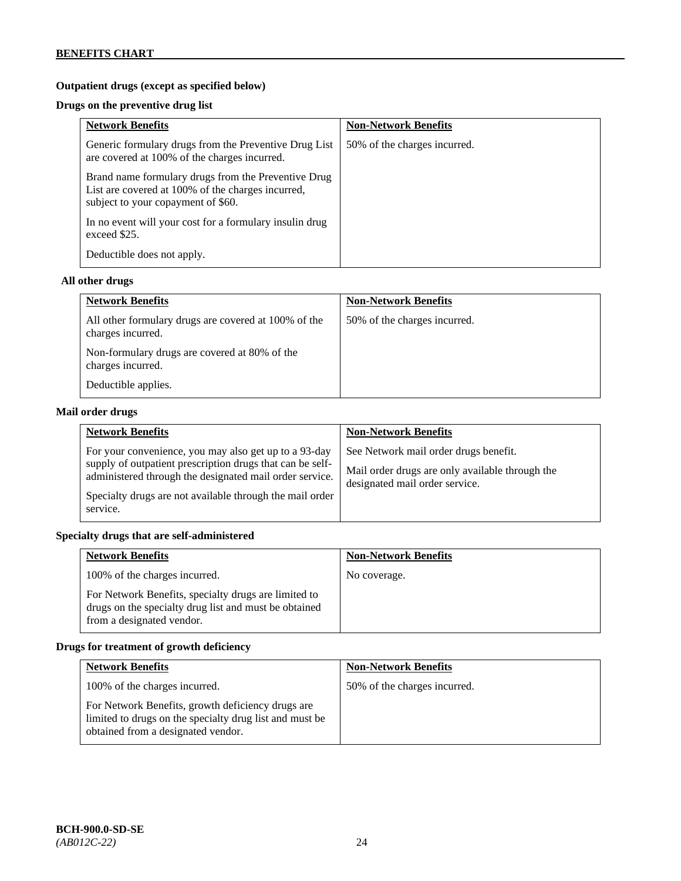**Outpatient drugs (except as specified below)**

**Drugs on the preventive drug list**

| Network Benefits | Non-Network Benefits |
|---|---|
| Generic formulary drugs from the Preventive Drug List are covered at 100% of the charges incurred.<br><br>Brand name formulary drugs from the Preventive Drug List are covered at 100% of the charges incurred, subject to your copayment of $60.<br><br>In no event will your cost for a formulary insulin drug exceed $25.<br><br>Deductible does not apply. | 50% of the charges incurred. |

**All other drugs**

| Network Benefits | Non-Network Benefits |
|---|---|
| All other formulary drugs are covered at 100% of the charges incurred.<br><br>Non-formulary drugs are covered at 80% of the charges incurred.<br><br>Deductible applies. | 50% of the charges incurred. |

**Mail order drugs**

| Network Benefits | Non-Network Benefits |
|---|---|
| For your convenience, you may also get up to a 93-day supply of outpatient prescription drugs that can be self-administered through the designated mail order service.<br><br>Specialty drugs are not available through the mail order service. | See Network mail order drugs benefit.<br><br>Mail order drugs are only available through the designated mail order service. |

**Specialty drugs that are self-administered**

| Network Benefits | Non-Network Benefits |
|---|---|
| 100% of the charges incurred.<br><br>For Network Benefits, specialty drugs are limited to drugs on the specialty drug list and must be obtained from a designated vendor. | No coverage. |

**Drugs for treatment of growth deficiency**

| Network Benefits | Non-Network Benefits |
|---|---|
| 100% of the charges incurred.<br><br>For Network Benefits, growth deficiency drugs are limited to drugs on the specialty drug list and must be obtained from a designated vendor. | 50% of the charges incurred. |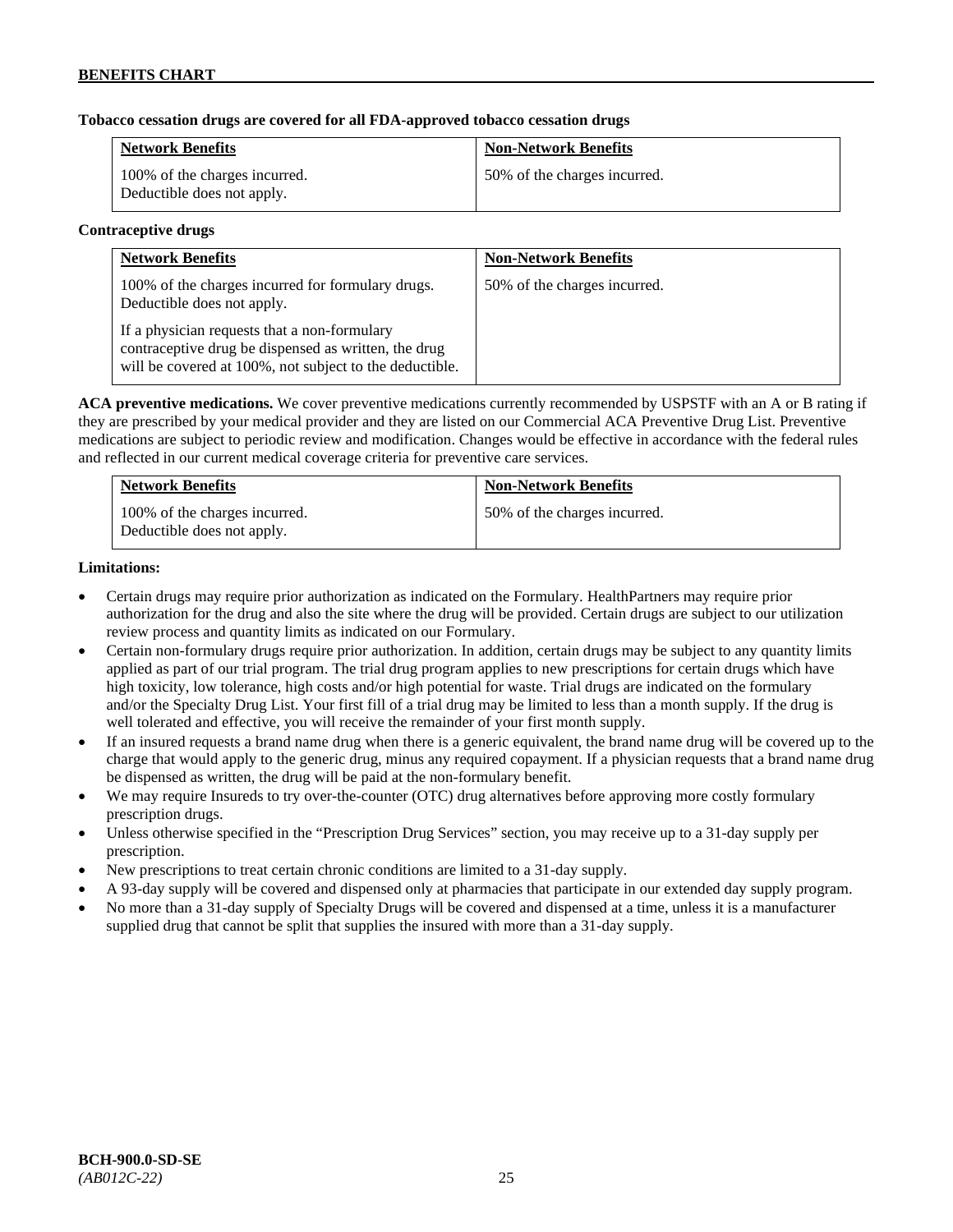**Tobacco cessation drugs are covered for all FDA-approved tobacco cessation drugs**

| Network Benefits | Non-Network Benefits |
|---|---|
| 100% of the charges incurred. Deductible does not apply. | 50% of the charges incurred. |

**Contraceptive drugs**

| Network Benefits | Non-Network Benefits |
|---|---|
| 100% of the charges incurred for formulary drugs. Deductible does not apply.<br><br>If a physician requests that a non-formulary contraceptive drug be dispensed as written, the drug will be covered at 100%, not subject to the deductible. | 50% of the charges incurred. |

**ACA preventive medications.** We cover preventive medications currently recommended by USPSTF with an A or B rating if they are prescribed by your medical provider and they are listed on our Commercial ACA Preventive Drug List. Preventive medications are subject to periodic review and modification. Changes would be effective in accordance with the federal rules and reflected in our current medical coverage criteria for preventive care services.

| Network Benefits | Non-Network Benefits |
|---|---|
| 100% of the charges incurred. Deductible does not apply. | 50% of the charges incurred. |

**Limitations:**

- Certain drugs may require prior authorization as indicated on the Formulary. HealthPartners may require prior authorization for the drug and also the site where the drug will be provided. Certain drugs are subject to our utilization review process and quantity limits as indicated on our Formulary.
- Certain non-formulary drugs require prior authorization. In addition, certain drugs may be subject to any quantity limits applied as part of our trial program. The trial drug program applies to new prescriptions for certain drugs which have high toxicity, low tolerance, high costs and/or high potential for waste. Trial drugs are indicated on the formulary and/or the Specialty Drug List. Your first fill of a trial drug may be limited to less than a month supply. If the drug is well tolerated and effective, you will receive the remainder of your first month supply.
- If an insured requests a brand name drug when there is a generic equivalent, the brand name drug will be covered up to the charge that would apply to the generic drug, minus any required copayment. If a physician requests that a brand name drug be dispensed as written, the drug will be paid at the non-formulary benefit.
- We may require Insureds to try over-the-counter (OTC) drug alternatives before approving more costly formulary prescription drugs.
- Unless otherwise specified in the "Prescription Drug Services" section, you may receive up to a 31-day supply per prescription.
- New prescriptions to treat certain chronic conditions are limited to a 31-day supply.
- A 93-day supply will be covered and dispensed only at pharmacies that participate in our extended day supply program.
- No more than a 31-day supply of Specialty Drugs will be covered and dispensed at a time, unless it is a manufacturer supplied drug that cannot be split that supplies the insured with more than a 31-day supply.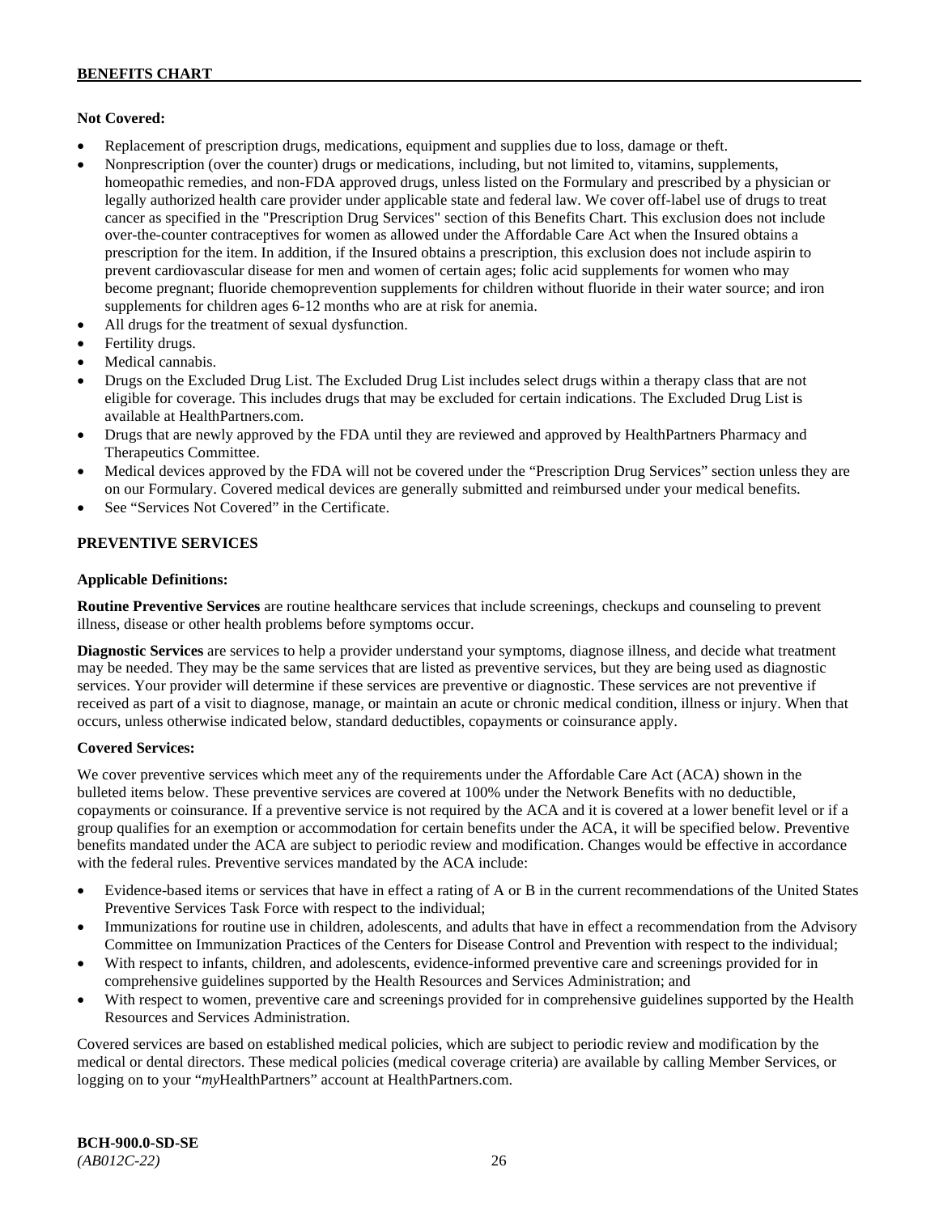**Not Covered:**

- Replacement of prescription drugs, medications, equipment and supplies due to loss, damage or theft.
- Nonprescription (over the counter) drugs or medications, including, but not limited to, vitamins, supplements, homeopathic remedies, and non-FDA approved drugs, unless listed on the Formulary and prescribed by a physician or legally authorized health care provider under applicable state and federal law. We cover off-label use of drugs to treat cancer as specified in the "Prescription Drug Services" section of this Benefits Chart. This exclusion does not include over-the-counter contraceptives for women as allowed under the Affordable Care Act when the Insured obtains a prescription for the item. In addition, if the Insured obtains a prescription, this exclusion does not include aspirin to prevent cardiovascular disease for men and women of certain ages; folic acid supplements for women who may become pregnant; fluoride chemoprevention supplements for children without fluoride in their water source; and iron supplements for children ages 6-12 months who are at risk for anemia.
- All drugs for the treatment of sexual dysfunction.
- Fertility drugs.
- Medical cannabis.
- Drugs on the Excluded Drug List. The Excluded Drug List includes select drugs within a therapy class that are not eligible for coverage. This includes drugs that may be excluded for certain indications. The Excluded Drug List is available at HealthPartners.com.
- Drugs that are newly approved by the FDA until they are reviewed and approved by HealthPartners Pharmacy and Therapeutics Committee.
- Medical devices approved by the FDA will not be covered under the "Prescription Drug Services" section unless they are on our Formulary. Covered medical devices are generally submitted and reimbursed under your medical benefits.
- See "Services Not Covered" in the Certificate.

## PREVENTIVE SERVICES

**Applicable Definitions:**

**Routine Preventive Services** are routine healthcare services that include screenings, checkups and counseling to prevent illness, disease or other health problems before symptoms occur.

**Diagnostic Services** are services to help a provider understand your symptoms, diagnose illness, and decide what treatment may be needed. They may be the same services that are listed as preventive services, but they are being used as diagnostic services. Your provider will determine if these services are preventive or diagnostic. These services are not preventive if received as part of a visit to diagnose, manage, or maintain an acute or chronic medical condition, illness or injury. When that occurs, unless otherwise indicated below, standard deductibles, copayments or coinsurance apply.

**Covered Services:**

We cover preventive services which meet any of the requirements under the Affordable Care Act (ACA) shown in the bulleted items below. These preventive services are covered at 100% under the Network Benefits with no deductible, copayments or coinsurance. If a preventive service is not required by the ACA and it is covered at a lower benefit level or if a group qualifies for an exemption or accommodation for certain benefits under the ACA, it will be specified below. Preventive benefits mandated under the ACA are subject to periodic review and modification. Changes would be effective in accordance with the federal rules. Preventive services mandated by the ACA include:

- Evidence-based items or services that have in effect a rating of A or B in the current recommendations of the United States Preventive Services Task Force with respect to the individual;
- Immunizations for routine use in children, adolescents, and adults that have in effect a recommendation from the Advisory Committee on Immunization Practices of the Centers for Disease Control and Prevention with respect to the individual;
- With respect to infants, children, and adolescents, evidence-informed preventive care and screenings provided for in comprehensive guidelines supported by the Health Resources and Services Administration; and
- With respect to women, preventive care and screenings provided for in comprehensive guidelines supported by the Health Resources and Services Administration.

Covered services are based on established medical policies, which are subject to periodic review and modification by the medical or dental directors. These medical policies (medical coverage criteria) are available by calling Member Services, or logging on to your "*my*HealthPartners" account at HealthPartners.com.

**BCH-900.0-SD-SE**
*(AB012C-22)*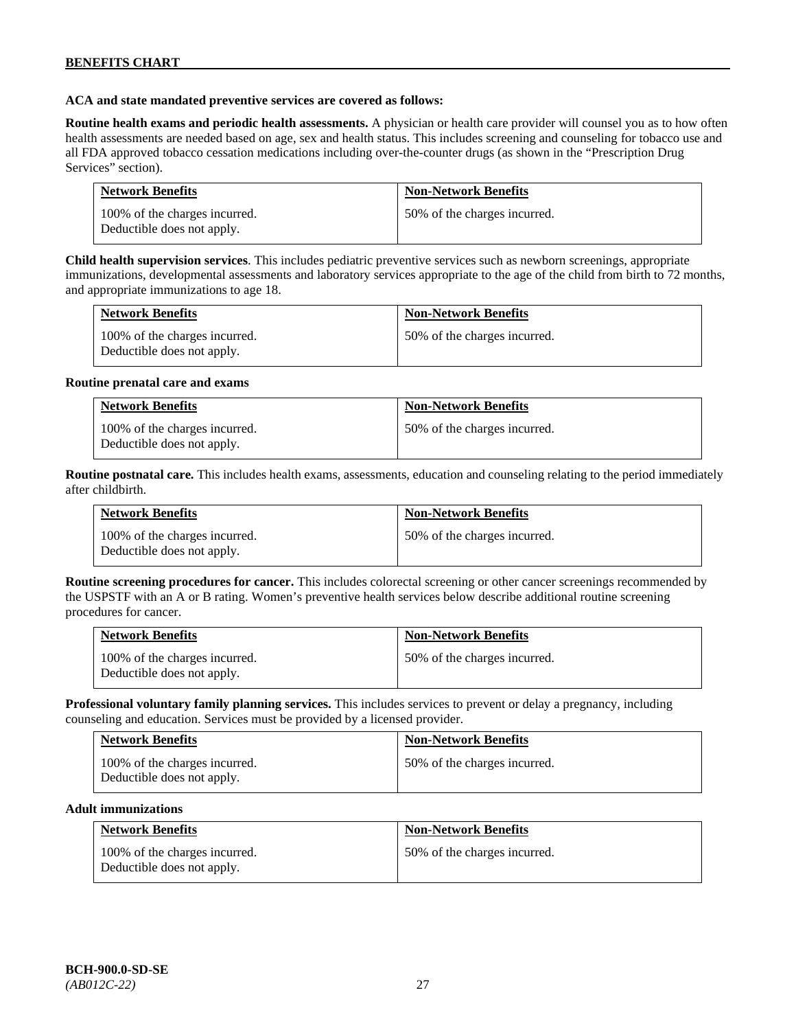**ACA and state mandated preventive services are covered as follows:**

**Routine health exams and periodic health assessments.** A physician or health care provider will counsel you as to how often health assessments are needed based on age, sex and health status. This includes screening and counseling for tobacco use and all FDA approved tobacco cessation medications including over-the-counter drugs (as shown in the "Prescription Drug Services" section).

| Network Benefits | Non-Network Benefits |
|---|---|
| 100% of the charges incurred. Deductible does not apply. | 50% of the charges incurred. |

**Child health supervision services**. This includes pediatric preventive services such as newborn screenings, appropriate immunizations, developmental assessments and laboratory services appropriate to the age of the child from birth to 72 months, and appropriate immunizations to age 18.

| Network Benefits | Non-Network Benefits |
|---|---|
| 100% of the charges incurred. Deductible does not apply. | 50% of the charges incurred. |

**Routine prenatal care and exams**

| Network Benefits | Non-Network Benefits |
|---|---|
| 100% of the charges incurred. Deductible does not apply. | 50% of the charges incurred. |

**Routine postnatal care.** This includes health exams, assessments, education and counseling relating to the period immediately after childbirth.

| Network Benefits | Non-Network Benefits |
|---|---|
| 100% of the charges incurred. Deductible does not apply. | 50% of the charges incurred. |

**Routine screening procedures for cancer.** This includes colorectal screening or other cancer screenings recommended by the USPSTF with an A or B rating. Women's preventive health services below describe additional routine screening procedures for cancer.

| Network Benefits | Non-Network Benefits |
|---|---|
| 100% of the charges incurred. Deductible does not apply. | 50% of the charges incurred. |

**Professional voluntary family planning services.** This includes services to prevent or delay a pregnancy, including counseling and education. Services must be provided by a licensed provider.

| Network Benefits | Non-Network Benefits |
|---|---|
| 100% of the charges incurred. Deductible does not apply. | 50% of the charges incurred. |

**Adult immunizations**

| Network Benefits | Non-Network Benefits |
|---|---|
| 100% of the charges incurred. Deductible does not apply. | 50% of the charges incurred. |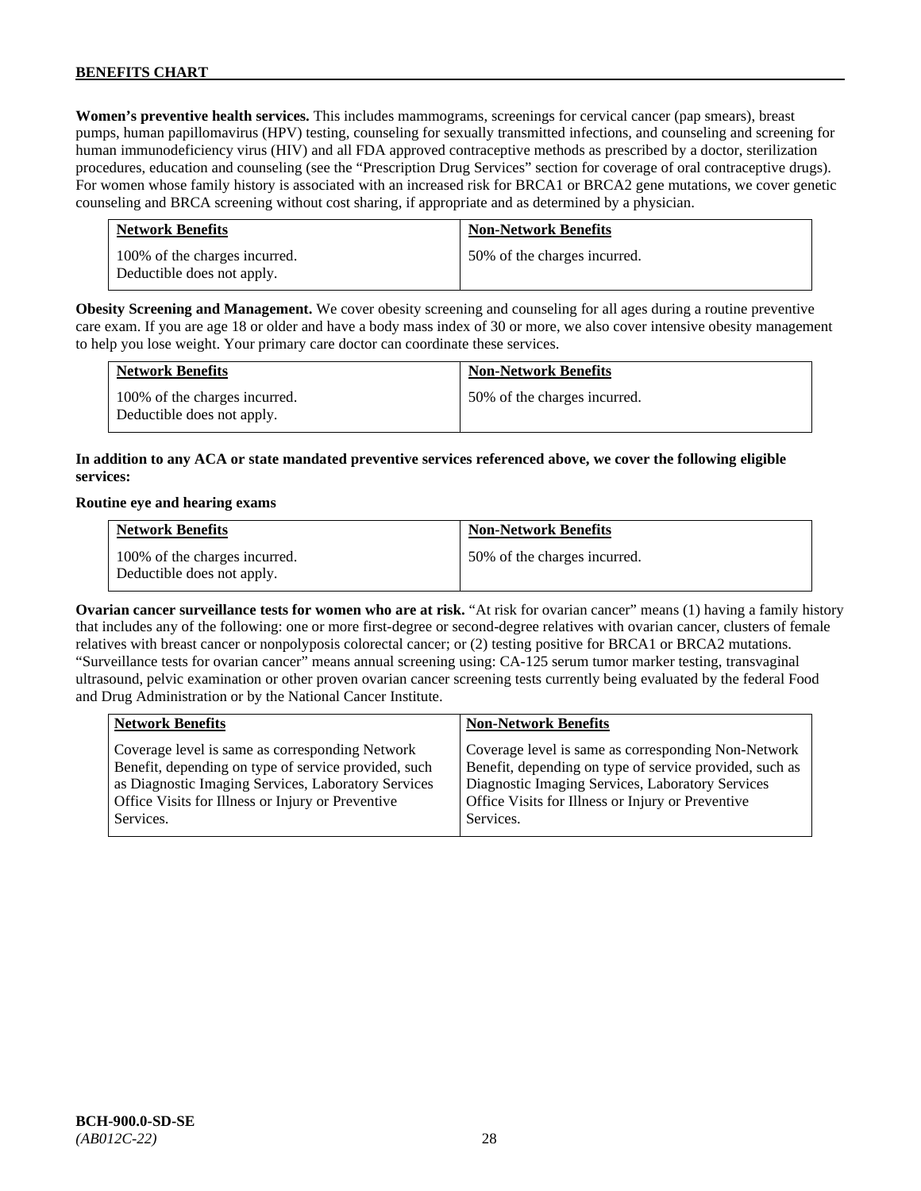**Women's preventive health services.** This includes mammograms, screenings for cervical cancer (pap smears), breast pumps, human papillomavirus (HPV) testing, counseling for sexually transmitted infections, and counseling and screening for human immunodeficiency virus (HIV) and all FDA approved contraceptive methods as prescribed by a doctor, sterilization procedures, education and counseling (see the "Prescription Drug Services" section for coverage of oral contraceptive drugs). For women whose family history is associated with an increased risk for BRCA1 or BRCA2 gene mutations, we cover genetic counseling and BRCA screening without cost sharing, if appropriate and as determined by a physician.

| Network Benefits | Non-Network Benefits |
|---|---|
| 100% of the charges incurred. Deductible does not apply. | 50% of the charges incurred. |

**Obesity Screening and Management.** We cover obesity screening and counseling for all ages during a routine preventive care exam. If you are age 18 or older and have a body mass index of 30 or more, we also cover intensive obesity management to help you lose weight. Your primary care doctor can coordinate these services.

| Network Benefits | Non-Network Benefits |
|---|---|
| 100% of the charges incurred. Deductible does not apply. | 50% of the charges incurred. |

**In addition to any ACA or state mandated preventive services referenced above, we cover the following eligible services:**

**Routine eye and hearing exams**

| Network Benefits | Non-Network Benefits |
|---|---|
| 100% of the charges incurred. Deductible does not apply. | 50% of the charges incurred. |

**Ovarian cancer surveillance tests for women who are at risk.** "At risk for ovarian cancer" means (1) having a family history that includes any of the following: one or more first-degree or second-degree relatives with ovarian cancer, clusters of female relatives with breast cancer or nonpolyposis colorectal cancer; or (2) testing positive for BRCA1 or BRCA2 mutations. "Surveillance tests for ovarian cancer" means annual screening using: CA-125 serum tumor marker testing, transvaginal ultrasound, pelvic examination or other proven ovarian cancer screening tests currently being evaluated by the federal Food and Drug Administration or by the National Cancer Institute.

| Network Benefits | Non-Network Benefits |
|---|---|
| Coverage level is same as corresponding Network Benefit, depending on type of service provided, such as Diagnostic Imaging Services, Laboratory Services Office Visits for Illness or Injury or Preventive Services. | Coverage level is same as corresponding Non-Network Benefit, depending on type of service provided, such as Diagnostic Imaging Services, Laboratory Services Office Visits for Illness or Injury or Preventive Services. |

**BCH-900.0-SD-SE**
*(AB012C-22)*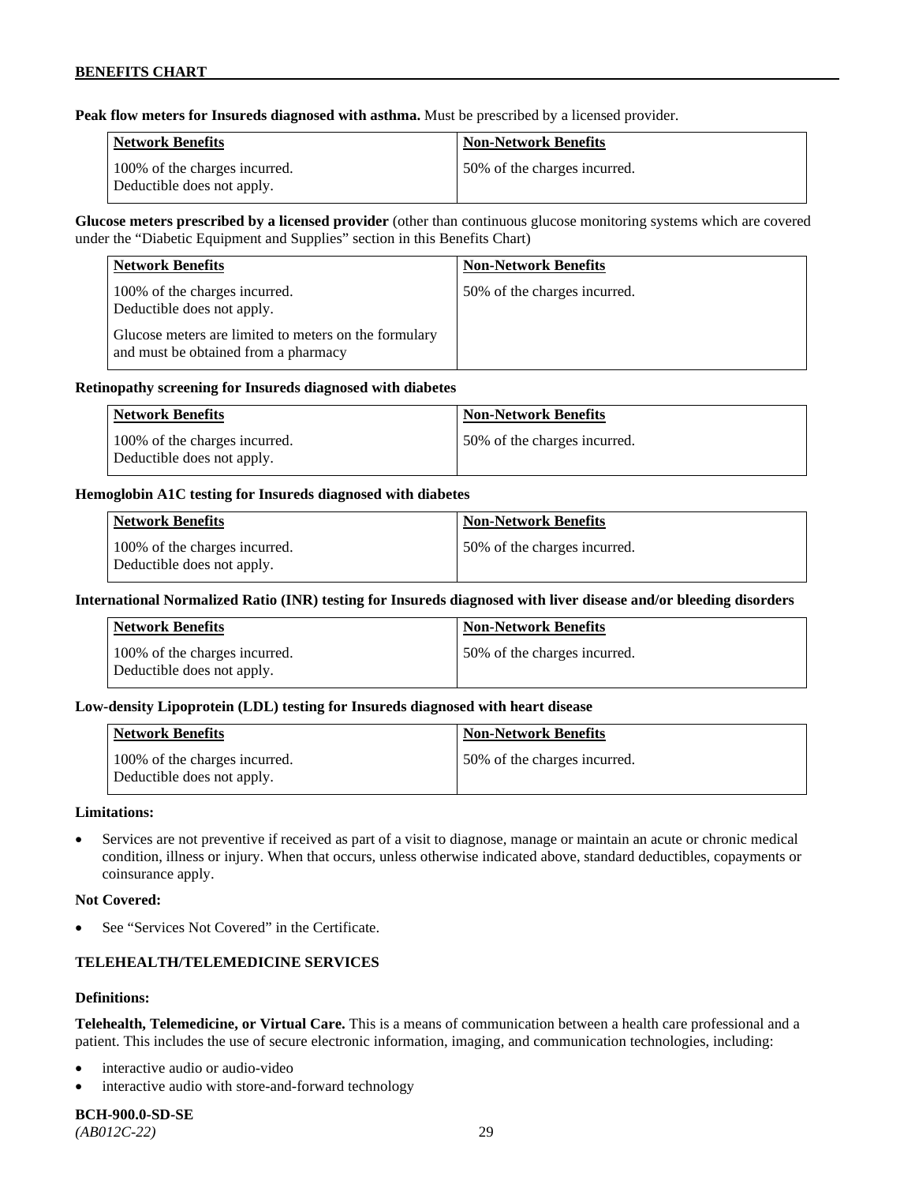**Peak flow meters for Insureds diagnosed with asthma.** Must be prescribed by a licensed provider.

| Network Benefits | Non-Network Benefits |
| --- | --- |
| 100% of the charges incurred. Deductible does not apply. | 50% of the charges incurred. |

**Glucose meters prescribed by a licensed provider** (other than continuous glucose monitoring systems which are covered under the "Diabetic Equipment and Supplies" section in this Benefits Chart)

| Network Benefits | Non-Network Benefits |
| --- | --- |
| 100% of the charges incurred. Deductible does not apply. Glucose meters are limited to meters on the formulary and must be obtained from a pharmacy | 50% of the charges incurred. |

**Retinopathy screening for Insureds diagnosed with diabetes**

| Network Benefits | Non-Network Benefits |
| --- | --- |
| 100% of the charges incurred. Deductible does not apply. | 50% of the charges incurred. |

**Hemoglobin A1C testing for Insureds diagnosed with diabetes**

| Network Benefits | Non-Network Benefits |
| --- | --- |
| 100% of the charges incurred. Deductible does not apply. | 50% of the charges incurred. |

**International Normalized Ratio (INR) testing for Insureds diagnosed with liver disease and/or bleeding disorders**

| Network Benefits | Non-Network Benefits |
| --- | --- |
| 100% of the charges incurred. Deductible does not apply. | 50% of the charges incurred. |

**Low-density Lipoprotein (LDL) testing for Insureds diagnosed with heart disease**

| Network Benefits | Non-Network Benefits |
| --- | --- |
| 100% of the charges incurred. Deductible does not apply. | 50% of the charges incurred. |

**Limitations:**

- Services are not preventive if received as part of a visit to diagnose, manage or maintain an acute or chronic medical condition, illness or injury. When that occurs, unless otherwise indicated above, standard deductibles, copayments or coinsurance apply.

**Not Covered:**

- See "Services Not Covered" in the Certificate.

### TELEHEALTH/TELEMEDICINE SERVICES

**Definitions:**

**Telehealth, Telemedicine, or Virtual Care.** This is a means of communication between a health care professional and a patient. This includes the use of secure electronic information, imaging, and communication technologies, including:

- interactive audio or audio-video
- interactive audio with store-and-forward technology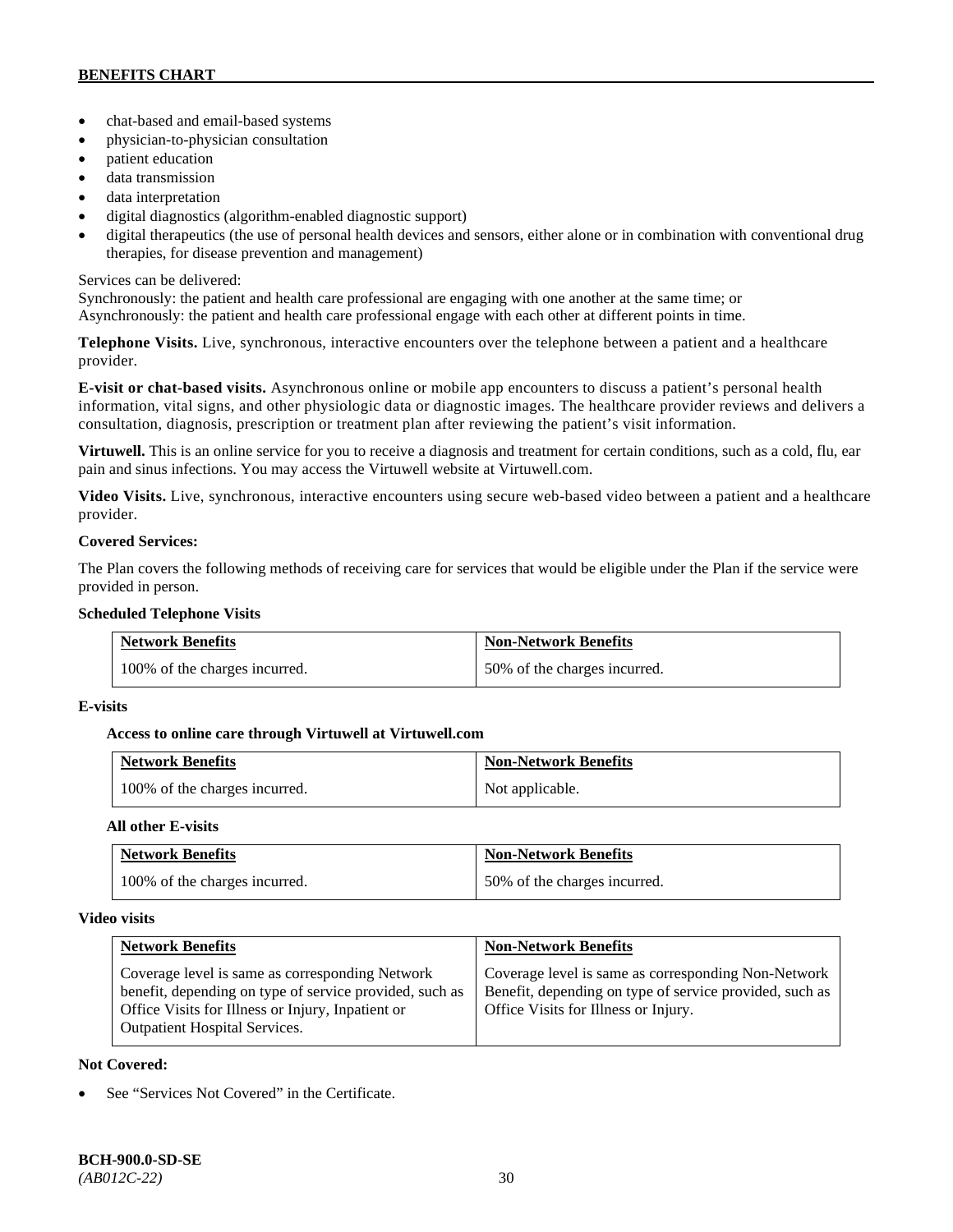- chat-based and email-based systems
- physician-to-physician consultation
- patient education
- data transmission
- data interpretation
- digital diagnostics (algorithm-enabled diagnostic support)
- digital therapeutics (the use of personal health devices and sensors, either alone or in combination with conventional drug therapies, for disease prevention and management)

Services can be delivered:
Synchronously: the patient and health care professional are engaging with one another at the same time; or
Asynchronously: the patient and health care professional engage with each other at different points in time.

**Telephone Visits.** Live, synchronous, interactive encounters over the telephone between a patient and a healthcare provider.

**E-visit or chat-based visits.** Asynchronous online or mobile app encounters to discuss a patient's personal health information, vital signs, and other physiologic data or diagnostic images. The healthcare provider reviews and delivers a consultation, diagnosis, prescription or treatment plan after reviewing the patient's visit information.

**Virtuwell.** This is an online service for you to receive a diagnosis and treatment for certain conditions, such as a cold, flu, ear pain and sinus infections. You may access the Virtuwell website at Virtuwell.com.

**Video Visits.** Live, synchronous, interactive encounters using secure web-based video between a patient and a healthcare provider.

**Covered Services:**

The Plan covers the following methods of receiving care for services that would be eligible under the Plan if the service were provided in person.

**Scheduled Telephone Visits**

| Network Benefits | Non-Network Benefits |
| --- | --- |
| 100% of the charges incurred. | 50% of the charges incurred. |

**E-visits**

**Access to online care through Virtuwell at Virtuwell.com**

| Network Benefits | Non-Network Benefits |
| --- | --- |
| 100% of the charges incurred. | Not applicable. |

**All other E-visits**

| Network Benefits | Non-Network Benefits |
| --- | --- |
| 100% of the charges incurred. | 50% of the charges incurred. |

**Video visits**

| Network Benefits | Non-Network Benefits |
| --- | --- |
| Coverage level is same as corresponding Network benefit, depending on type of service provided, such as Office Visits for Illness or Injury, Inpatient or Outpatient Hospital Services. | Coverage level is same as corresponding Non-Network Benefit, depending on type of service provided, such as Office Visits for Illness or Injury. |

**Not Covered:**

- See "Services Not Covered" in the Certificate.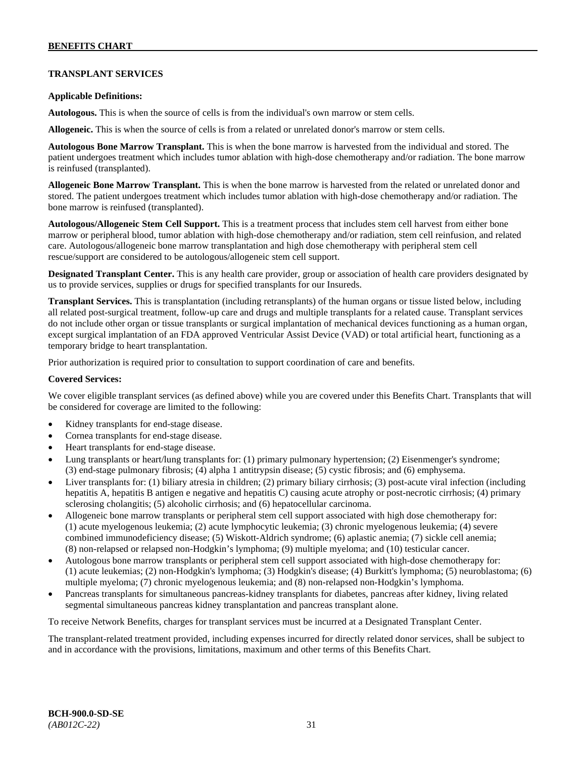## TRANSPLANT SERVICES

**Applicable Definitions:**

**Autologous.** This is when the source of cells is from the individual's own marrow or stem cells.

**Allogeneic.** This is when the source of cells is from a related or unrelated donor's marrow or stem cells.

**Autologous Bone Marrow Transplant.** This is when the bone marrow is harvested from the individual and stored. The patient undergoes treatment which includes tumor ablation with high-dose chemotherapy and/or radiation. The bone marrow is reinfused (transplanted).

**Allogeneic Bone Marrow Transplant.** This is when the bone marrow is harvested from the related or unrelated donor and stored. The patient undergoes treatment which includes tumor ablation with high-dose chemotherapy and/or radiation. The bone marrow is reinfused (transplanted).

**Autologous/Allogeneic Stem Cell Support.** This is a treatment process that includes stem cell harvest from either bone marrow or peripheral blood, tumor ablation with high-dose chemotherapy and/or radiation, stem cell reinfusion, and related care. Autologous/allogeneic bone marrow transplantation and high dose chemotherapy with peripheral stem cell rescue/support are considered to be autologous/allogeneic stem cell support.

**Designated Transplant Center.** This is any health care provider, group or association of health care providers designated by us to provide services, supplies or drugs for specified transplants for our Insureds.

**Transplant Services.** This is transplantation (including retransplants) of the human organs or tissue listed below, including all related post-surgical treatment, follow-up care and drugs and multiple transplants for a related cause. Transplant services do not include other organ or tissue transplants or surgical implantation of mechanical devices functioning as a human organ, except surgical implantation of an FDA approved Ventricular Assist Device (VAD) or total artificial heart, functioning as a temporary bridge to heart transplantation.

Prior authorization is required prior to consultation to support coordination of care and benefits.

**Covered Services:**

We cover eligible transplant services (as defined above) while you are covered under this Benefits Chart. Transplants that will be considered for coverage are limited to the following:

- Kidney transplants for end-stage disease.
- Cornea transplants for end-stage disease.
- Heart transplants for end-stage disease.
- Lung transplants or heart/lung transplants for: (1) primary pulmonary hypertension; (2) Eisenmenger's syndrome; (3) end-stage pulmonary fibrosis; (4) alpha 1 antitrypsin disease; (5) cystic fibrosis; and (6) emphysema.
- Liver transplants for: (1) biliary atresia in children; (2) primary biliary cirrhosis; (3) post-acute viral infection (including hepatitis A, hepatitis B antigen e negative and hepatitis C) causing acute atrophy or post-necrotic cirrhosis; (4) primary sclerosing cholangitis; (5) alcoholic cirrhosis; and (6) hepatocellular carcinoma.
- Allogeneic bone marrow transplants or peripheral stem cell support associated with high dose chemotherapy for: (1) acute myelogenous leukemia; (2) acute lymphocytic leukemia; (3) chronic myelogenous leukemia; (4) severe combined immunodeficiency disease; (5) Wiskott-Aldrich syndrome; (6) aplastic anemia; (7) sickle cell anemia; (8) non-relapsed or relapsed non-Hodgkin's lymphoma; (9) multiple myeloma; and (10) testicular cancer.
- Autologous bone marrow transplants or peripheral stem cell support associated with high-dose chemotherapy for: (1) acute leukemias; (2) non-Hodgkin's lymphoma; (3) Hodgkin's disease; (4) Burkitt's lymphoma; (5) neuroblastoma; (6) multiple myeloma; (7) chronic myelogenous leukemia; and (8) non-relapsed non-Hodgkin's lymphoma.
- Pancreas transplants for simultaneous pancreas-kidney transplants for diabetes, pancreas after kidney, living related segmental simultaneous pancreas kidney transplantation and pancreas transplant alone.

To receive Network Benefits, charges for transplant services must be incurred at a Designated Transplant Center.

The transplant-related treatment provided, including expenses incurred for directly related donor services, shall be subject to and in accordance with the provisions, limitations, maximum and other terms of this Benefits Chart.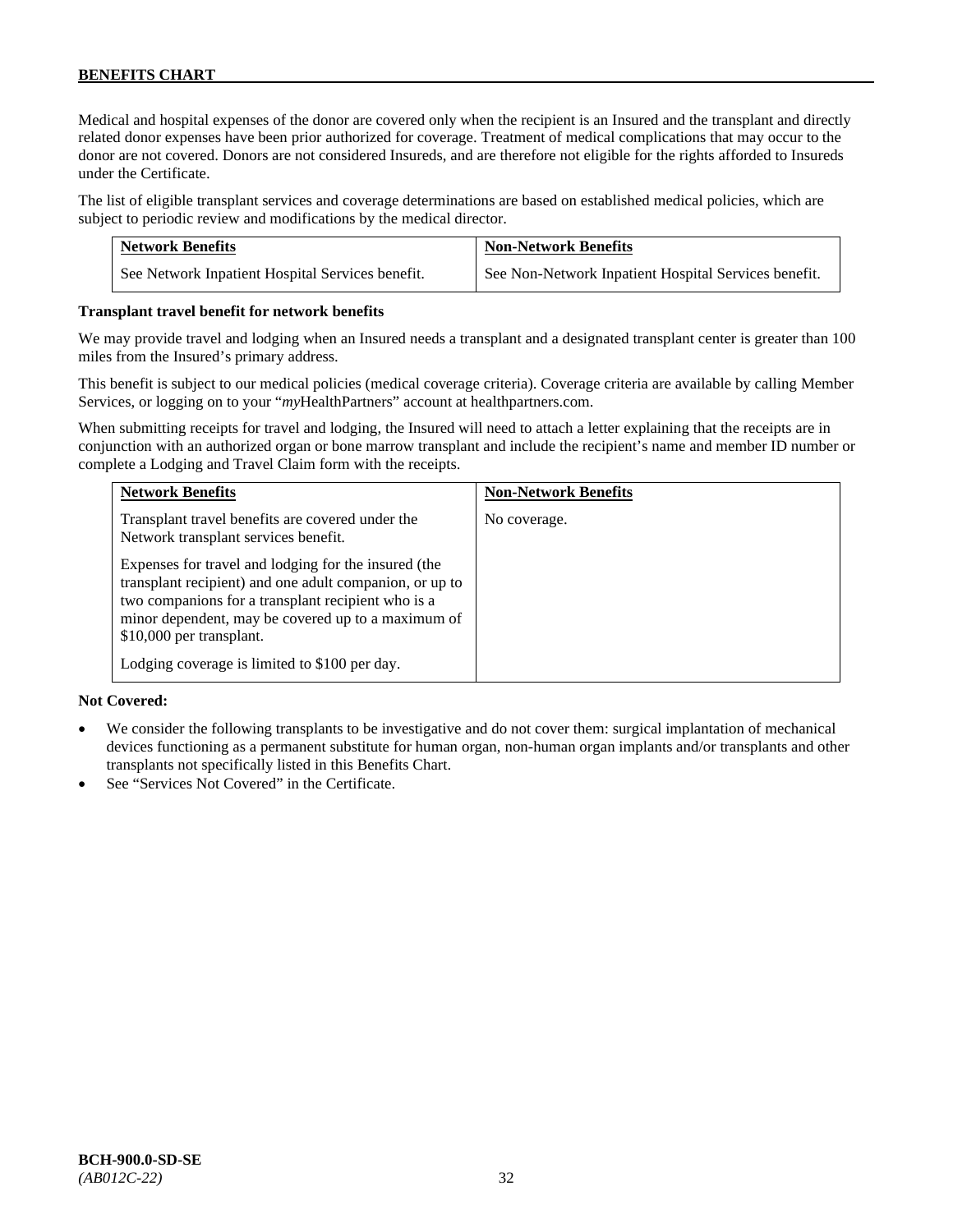Medical and hospital expenses of the donor are covered only when the recipient is an Insured and the transplant and directly related donor expenses have been prior authorized for coverage. Treatment of medical complications that may occur to the donor are not covered. Donors are not considered Insureds, and are therefore not eligible for the rights afforded to Insureds under the Certificate.

The list of eligible transplant services and coverage determinations are based on established medical policies, which are subject to periodic review and modifications by the medical director.

| Network Benefits | Non-Network Benefits |
|---|---|
| See Network Inpatient Hospital Services benefit. | See Non-Network Inpatient Hospital Services benefit. |

**Transplant travel benefit for network benefits**

We may provide travel and lodging when an Insured needs a transplant and a designated transplant center is greater than 100 miles from the Insured's primary address.

This benefit is subject to our medical policies (medical coverage criteria). Coverage criteria are available by calling Member Services, or logging on to your "*my*HealthPartners" account at healthpartners.com.

When submitting receipts for travel and lodging, the Insured will need to attach a letter explaining that the receipts are in conjunction with an authorized organ or bone marrow transplant and include the recipient's name and member ID number or complete a Lodging and Travel Claim form with the receipts.

| Network Benefits | Non-Network Benefits |
|---|---|
| Transplant travel benefits are covered under the Network transplant services benefit.<br><br>Expenses for travel and lodging for the insured (the transplant recipient) and one adult companion, or up to two companions for a transplant recipient who is a minor dependent, may be covered up to a maximum of $10,000 per transplant.<br><br>Lodging coverage is limited to $100 per day. | No coverage. |

**Not Covered:**

- We consider the following transplants to be investigative and do not cover them: surgical implantation of mechanical devices functioning as a permanent substitute for human organ, non-human organ implants and/or transplants and other transplants not specifically listed in this Benefits Chart.
- See "Services Not Covered" in the Certificate.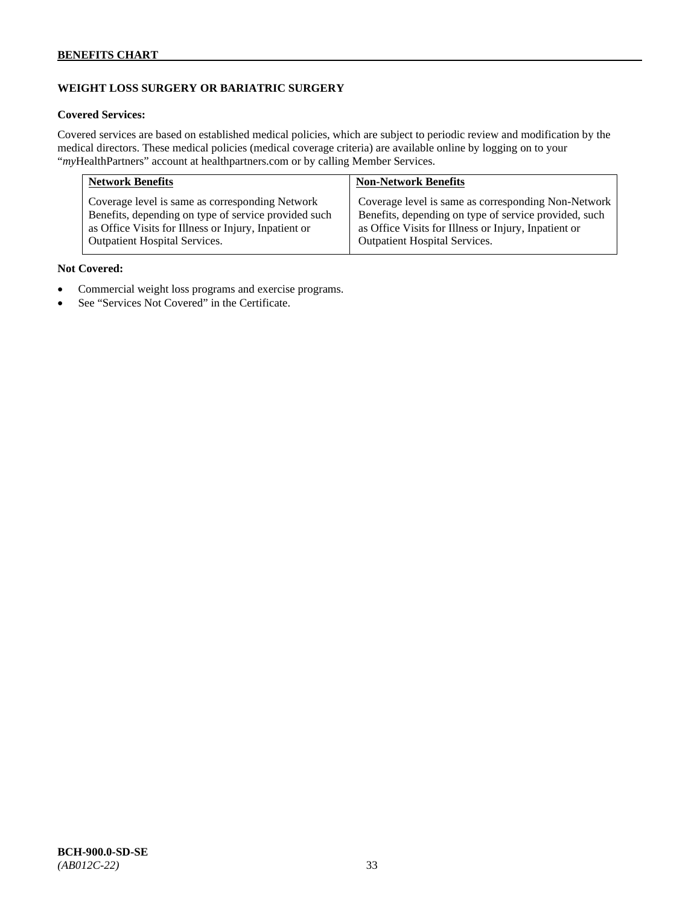## WEIGHT LOSS SURGERY OR BARIATRIC SURGERY

**Covered Services:**

Covered services are based on established medical policies, which are subject to periodic review and modification by the medical directors. These medical policies (medical coverage criteria) are available online by logging on to your "*my*HealthPartners" account at healthpartners.com or by calling Member Services.

| Network Benefits | Non-Network Benefits |
|---|---|
| Coverage level is same as corresponding Network Benefits, depending on type of service provided such as Office Visits for Illness or Injury, Inpatient or Outpatient Hospital Services. | Coverage level is same as corresponding Non-Network Benefits, depending on type of service provided, such as Office Visits for Illness or Injury, Inpatient or Outpatient Hospital Services. |

**Not Covered:**

- Commercial weight loss programs and exercise programs.
- See "Services Not Covered" in the Certificate.

**BCH-900.0-SD-SE**
*(AB012C-22)*